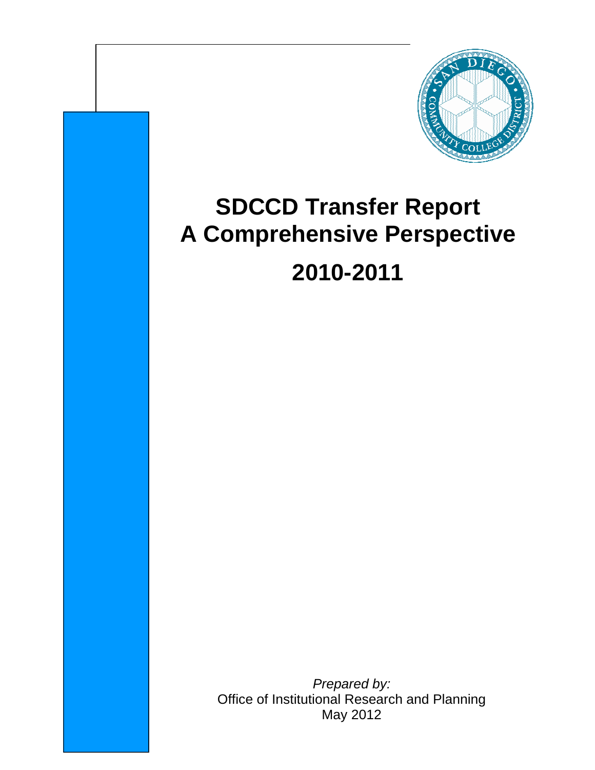# SDCCD Transfer Report
# A Comprehensive Perspective
# 2010-2011

*Prepared by:*
Office of Institutional Research and Planning
May 2012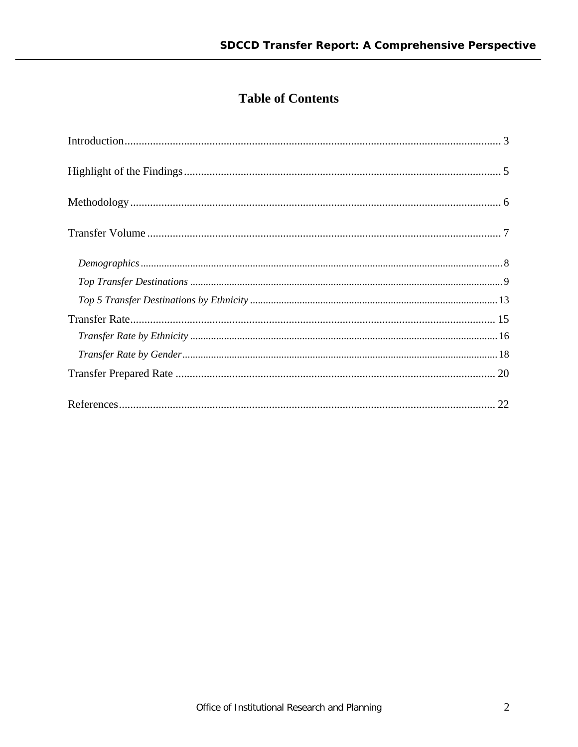# Table of Contents

Introduction .......................................................................... 3

Highlight of the Findings .......................................................... 5

Methodology .......................................................................... 6

Transfer Volume ...................................................................... 7

- *Demographics* ..................................................................... 8
- *Top Transfer Destinations* ..................................................... 9
- *Top 5 Transfer Destinations by Ethnicity* .................................. 13

Transfer Rate .......................................................................... 15

- *Transfer Rate by Ethnicity* ..................................................... 16
- *Transfer Rate by Gender* ........................................................ 18

Transfer Prepared Rate ............................................................. 20

References ............................................................................. 22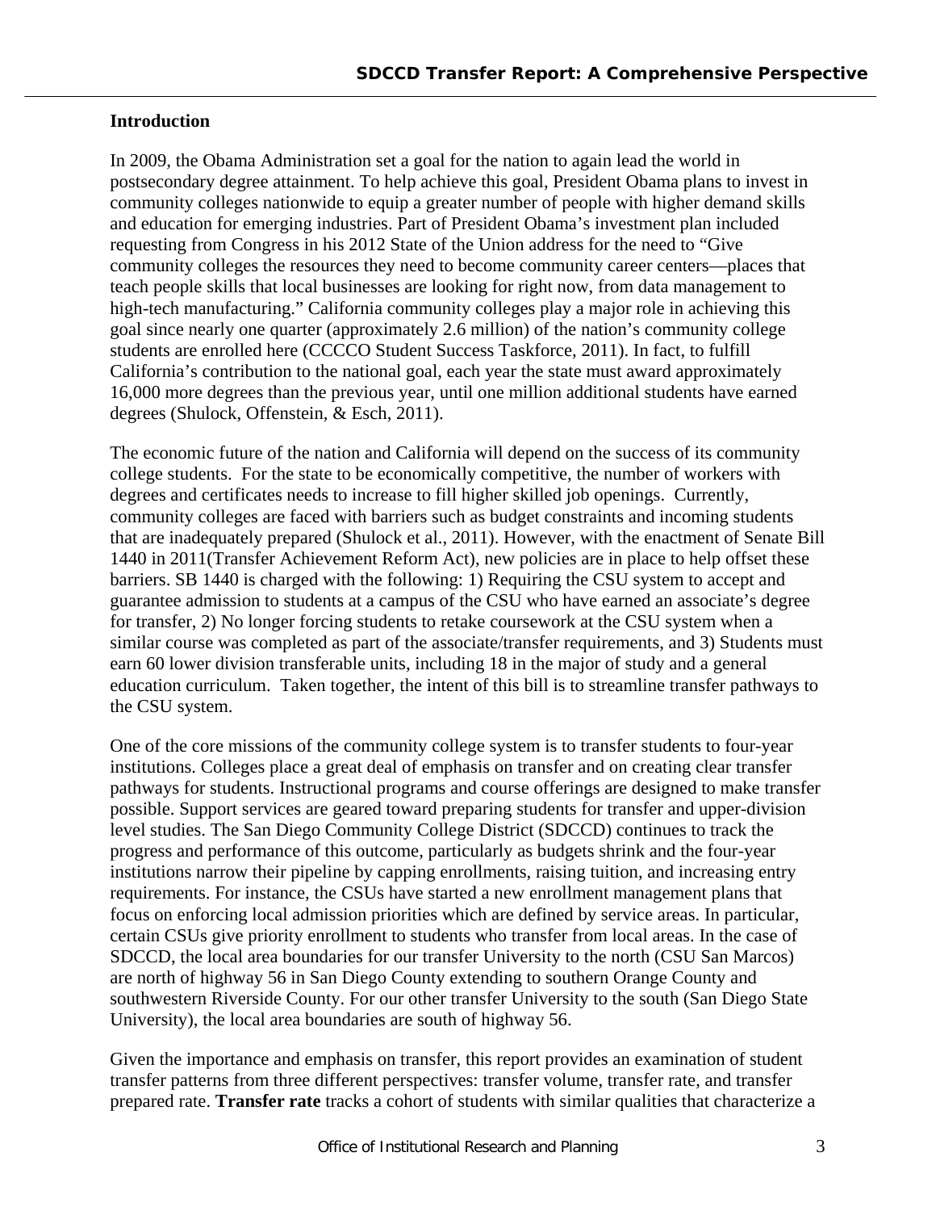## Introduction

In 2009, the Obama Administration set a goal for the nation to again lead the world in postsecondary degree attainment. To help achieve this goal, President Obama plans to invest in community colleges nationwide to equip a greater number of people with higher demand skills and education for emerging industries. Part of President Obama's investment plan included requesting from Congress in his 2012 State of the Union address for the need to "Give community colleges the resources they need to become community career centers—places that teach people skills that local businesses are looking for right now, from data management to high-tech manufacturing." California community colleges play a major role in achieving this goal since nearly one quarter (approximately 2.6 million) of the nation's community college students are enrolled here (CCCCO Student Success Taskforce, 2011). In fact, to fulfill California's contribution to the national goal, each year the state must award approximately 16,000 more degrees than the previous year, until one million additional students have earned degrees (Shulock, Offenstein, & Esch, 2011).

The economic future of the nation and California will depend on the success of its community college students. For the state to be economically competitive, the number of workers with degrees and certificates needs to increase to fill higher skilled job openings. Currently, community colleges are faced with barriers such as budget constraints and incoming students that are inadequately prepared (Shulock et al., 2011). However, with the enactment of Senate Bill 1440 in 2011(Transfer Achievement Reform Act), new policies are in place to help offset these barriers. SB 1440 is charged with the following: 1) Requiring the CSU system to accept and guarantee admission to students at a campus of the CSU who have earned an associate's degree for transfer, 2) No longer forcing students to retake coursework at the CSU system when a similar course was completed as part of the associate/transfer requirements, and 3) Students must earn 60 lower division transferable units, including 18 in the major of study and a general education curriculum. Taken together, the intent of this bill is to streamline transfer pathways to the CSU system.

One of the core missions of the community college system is to transfer students to four-year institutions. Colleges place a great deal of emphasis on transfer and on creating clear transfer pathways for students. Instructional programs and course offerings are designed to make transfer possible. Support services are geared toward preparing students for transfer and upper-division level studies. The San Diego Community College District (SDCCD) continues to track the progress and performance of this outcome, particularly as budgets shrink and the four-year institutions narrow their pipeline by capping enrollments, raising tuition, and increasing entry requirements. For instance, the CSUs have started a new enrollment management plans that focus on enforcing local admission priorities which are defined by service areas. In particular, certain CSUs give priority enrollment to students who transfer from local areas. In the case of SDCCD, the local area boundaries for our transfer University to the north (CSU San Marcos) are north of highway 56 in San Diego County extending to southern Orange County and southwestern Riverside County. For our other transfer University to the south (San Diego State University), the local area boundaries are south of highway 56.

Given the importance and emphasis on transfer, this report provides an examination of student transfer patterns from three different perspectives: transfer volume, transfer rate, and transfer prepared rate. **Transfer rate** tracks a cohort of students with similar qualities that characterize a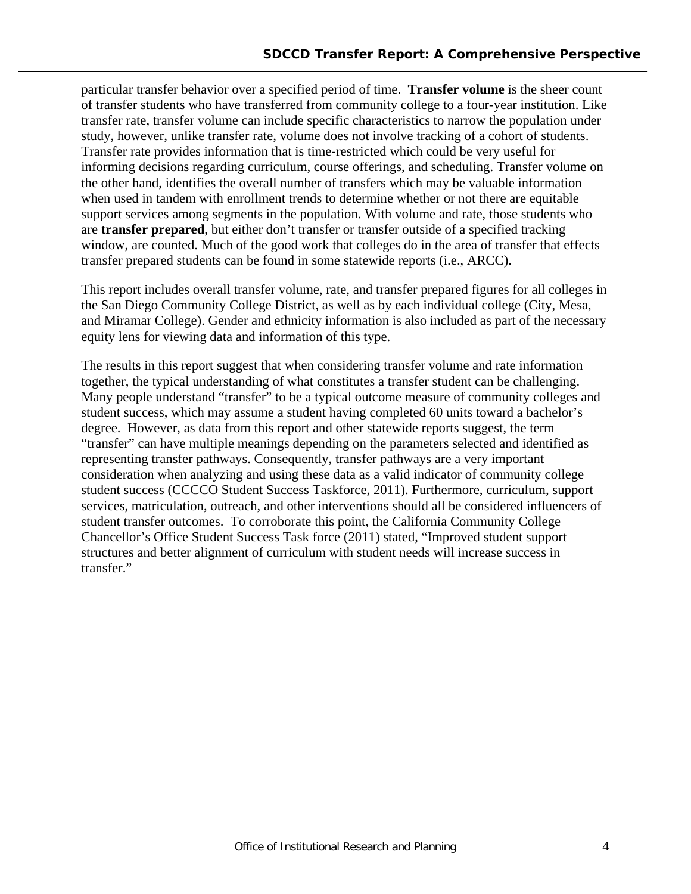particular transfer behavior over a specified period of time. **Transfer volume** is the sheer count of transfer students who have transferred from community college to a four-year institution. Like transfer rate, transfer volume can include specific characteristics to narrow the population under study, however, unlike transfer rate, volume does not involve tracking of a cohort of students. Transfer rate provides information that is time-restricted which could be very useful for informing decisions regarding curriculum, course offerings, and scheduling. Transfer volume on the other hand, identifies the overall number of transfers which may be valuable information when used in tandem with enrollment trends to determine whether or not there are equitable support services among segments in the population. With volume and rate, those students who are **transfer prepared**, but either don't transfer or transfer outside of a specified tracking window, are counted. Much of the good work that colleges do in the area of transfer that effects transfer prepared students can be found in some statewide reports (i.e., ARCC).

This report includes overall transfer volume, rate, and transfer prepared figures for all colleges in the San Diego Community College District, as well as by each individual college (City, Mesa, and Miramar College). Gender and ethnicity information is also included as part of the necessary equity lens for viewing data and information of this type.

The results in this report suggest that when considering transfer volume and rate information together, the typical understanding of what constitutes a transfer student can be challenging. Many people understand "transfer" to be a typical outcome measure of community colleges and student success, which may assume a student having completed 60 units toward a bachelor's degree. However, as data from this report and other statewide reports suggest, the term "transfer" can have multiple meanings depending on the parameters selected and identified as representing transfer pathways. Consequently, transfer pathways are a very important consideration when analyzing and using these data as a valid indicator of community college student success (CCCCO Student Success Taskforce, 2011). Furthermore, curriculum, support services, matriculation, outreach, and other interventions should all be considered influencers of student transfer outcomes. To corroborate this point, the California Community College Chancellor's Office Student Success Task force (2011) stated, "Improved student support structures and better alignment of curriculum with student needs will increase success in transfer."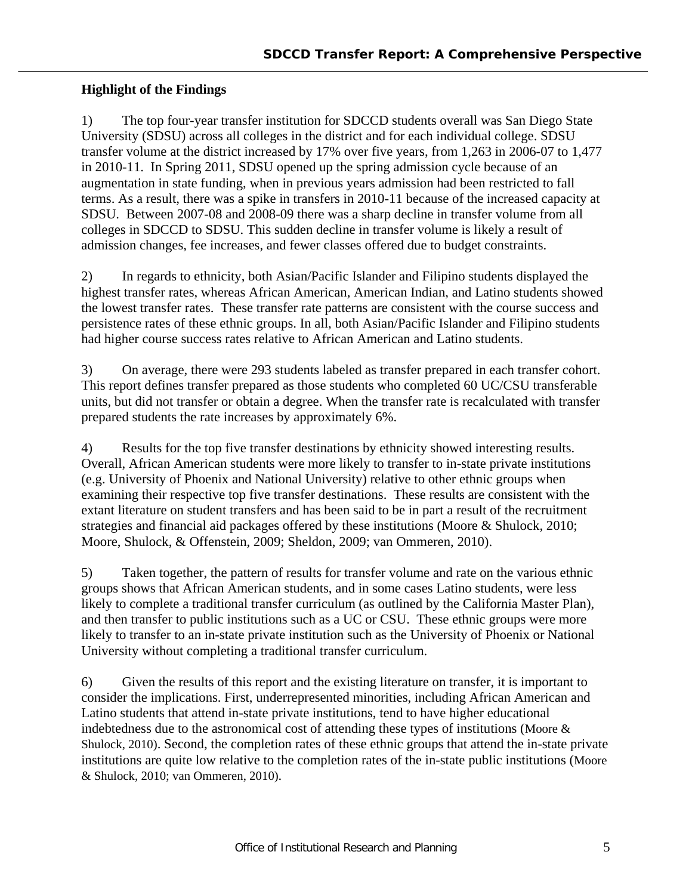**Highlight of the Findings**

1) The top four-year transfer institution for SDCCD students overall was San Diego State University (SDSU) across all colleges in the district and for each individual college. SDSU transfer volume at the district increased by 17% over five years, from 1,263 in 2006-07 to 1,477 in 2010-11. In Spring 2011, SDSU opened up the spring admission cycle because of an augmentation in state funding, when in previous years admission had been restricted to fall terms. As a result, there was a spike in transfers in 2010-11 because of the increased capacity at SDSU. Between 2007-08 and 2008-09 there was a sharp decline in transfer volume from all colleges in SDCCD to SDSU. This sudden decline in transfer volume is likely a result of admission changes, fee increases, and fewer classes offered due to budget constraints.

2) In regards to ethnicity, both Asian/Pacific Islander and Filipino students displayed the highest transfer rates, whereas African American, American Indian, and Latino students showed the lowest transfer rates. These transfer rate patterns are consistent with the course success and persistence rates of these ethnic groups. In all, both Asian/Pacific Islander and Filipino students had higher course success rates relative to African American and Latino students.

3) On average, there were 293 students labeled as transfer prepared in each transfer cohort. This report defines transfer prepared as those students who completed 60 UC/CSU transferable units, but did not transfer or obtain a degree. When the transfer rate is recalculated with transfer prepared students the rate increases by approximately 6%.

4) Results for the top five transfer destinations by ethnicity showed interesting results. Overall, African American students were more likely to transfer to in-state private institutions (e.g. University of Phoenix and National University) relative to other ethnic groups when examining their respective top five transfer destinations. These results are consistent with the extant literature on student transfers and has been said to be in part a result of the recruitment strategies and financial aid packages offered by these institutions (Moore & Shulock, 2010; Moore, Shulock, & Offenstein, 2009; Sheldon, 2009; van Ommeren, 2010).

5) Taken together, the pattern of results for transfer volume and rate on the various ethnic groups shows that African American students, and in some cases Latino students, were less likely to complete a traditional transfer curriculum (as outlined by the California Master Plan), and then transfer to public institutions such as a UC or CSU. These ethnic groups were more likely to transfer to an in-state private institution such as the University of Phoenix or National University without completing a traditional transfer curriculum.

6) Given the results of this report and the existing literature on transfer, it is important to consider the implications. First, underrepresented minorities, including African American and Latino students that attend in-state private institutions, tend to have higher educational indebtedness due to the astronomical cost of attending these types of institutions (Moore & Shulock, 2010). Second, the completion rates of these ethnic groups that attend the in-state private institutions are quite low relative to the completion rates of the in-state public institutions (Moore & Shulock, 2010; van Ommeren, 2010).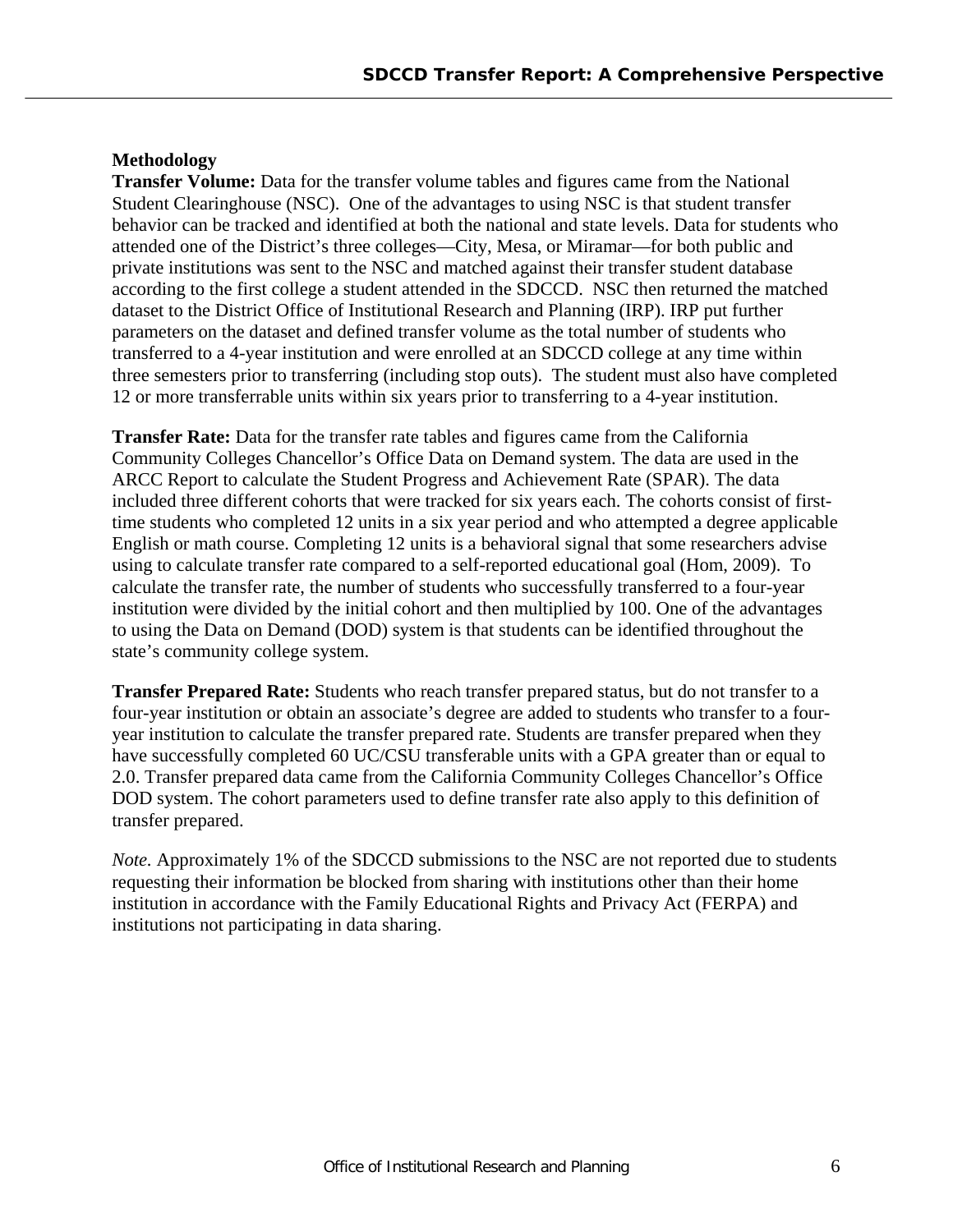**Methodology**

**Transfer Volume:** Data for the transfer volume tables and figures came from the National Student Clearinghouse (NSC). One of the advantages to using NSC is that student transfer behavior can be tracked and identified at both the national and state levels. Data for students who attended one of the District's three colleges—City, Mesa, or Miramar—for both public and private institutions was sent to the NSC and matched against their transfer student database according to the first college a student attended in the SDCCD. NSC then returned the matched dataset to the District Office of Institutional Research and Planning (IRP). IRP put further parameters on the dataset and defined transfer volume as the total number of students who transferred to a 4-year institution and were enrolled at an SDCCD college at any time within three semesters prior to transferring (including stop outs). The student must also have completed 12 or more transferrable units within six years prior to transferring to a 4-year institution.

**Transfer Rate:** Data for the transfer rate tables and figures came from the California Community Colleges Chancellor's Office Data on Demand system. The data are used in the ARCC Report to calculate the Student Progress and Achievement Rate (SPAR). The data included three different cohorts that were tracked for six years each. The cohorts consist of first-time students who completed 12 units in a six year period and who attempted a degree applicable English or math course. Completing 12 units is a behavioral signal that some researchers advise using to calculate transfer rate compared to a self-reported educational goal (Hom, 2009). To calculate the transfer rate, the number of students who successfully transferred to a four-year institution were divided by the initial cohort and then multiplied by 100. One of the advantages to using the Data on Demand (DOD) system is that students can be identified throughout the state's community college system.

**Transfer Prepared Rate:** Students who reach transfer prepared status, but do not transfer to a four-year institution or obtain an associate's degree are added to students who transfer to a four-year institution to calculate the transfer prepared rate. Students are transfer prepared when they have successfully completed 60 UC/CSU transferable units with a GPA greater than or equal to 2.0. Transfer prepared data came from the California Community Colleges Chancellor's Office DOD system. The cohort parameters used to define transfer rate also apply to this definition of transfer prepared.

*Note.* Approximately 1% of the SDCCD submissions to the NSC are not reported due to students requesting their information be blocked from sharing with institutions other than their home institution in accordance with the Family Educational Rights and Privacy Act (FERPA) and institutions not participating in data sharing.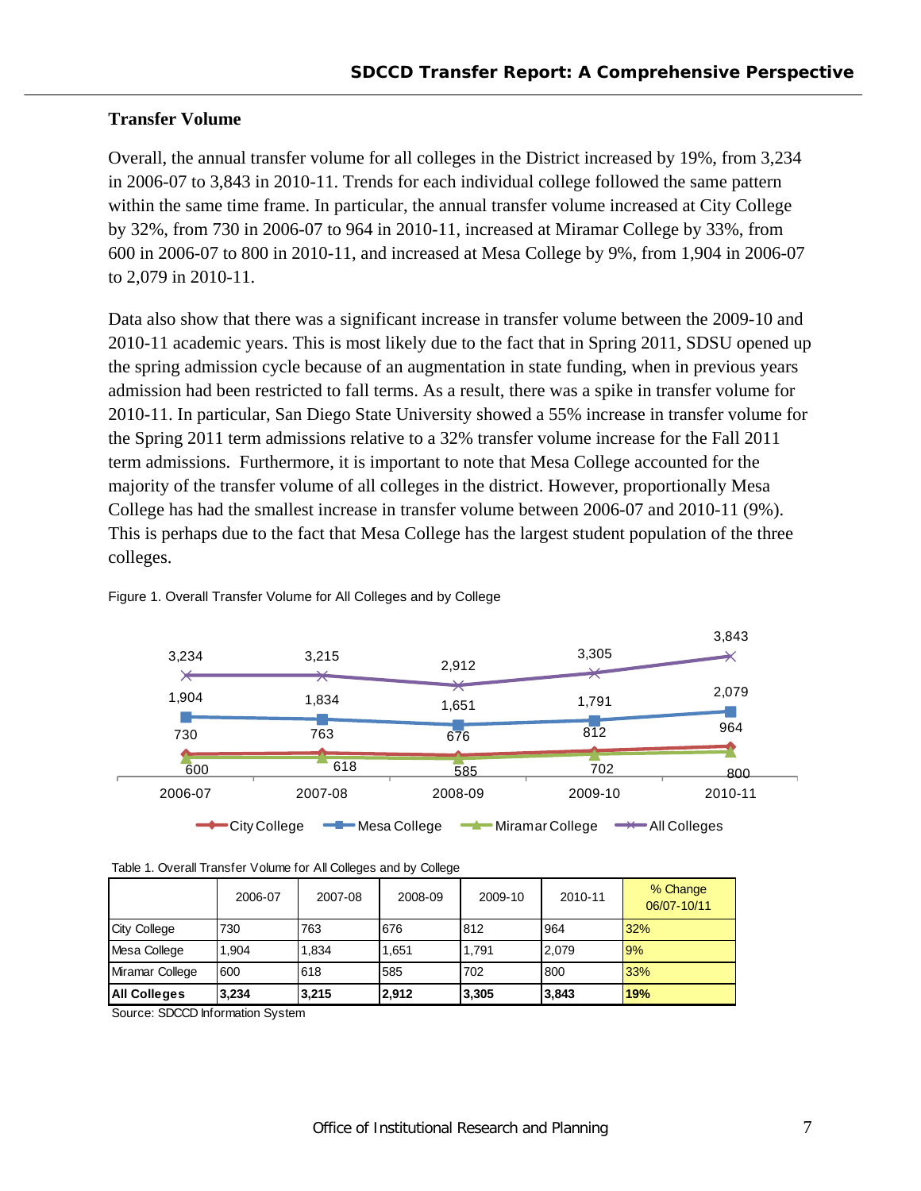## Transfer Volume

Overall, the annual transfer volume for all colleges in the District increased by 19%, from 3,234 in 2006-07 to 3,843 in 2010-11. Trends for each individual college followed the same pattern within the same time frame. In particular, the annual transfer volume increased at City College by 32%, from 730 in 2006-07 to 964 in 2010-11, increased at Miramar College by 33%, from 600 in 2006-07 to 800 in 2010-11, and increased at Mesa College by 9%, from 1,904 in 2006-07 to 2,079 in 2010-11.

Data also show that there was a significant increase in transfer volume between the 2009-10 and 2010-11 academic years. This is most likely due to the fact that in Spring 2011, SDSU opened up the spring admission cycle because of an augmentation in state funding, when in previous years admission had been restricted to fall terms. As a result, there was a spike in transfer volume for 2010-11. In particular, San Diego State University showed a 55% increase in transfer volume for the Spring 2011 term admissions relative to a 32% transfer volume increase for the Fall 2011 term admissions. Furthermore, it is important to note that Mesa College accounted for the majority of the transfer volume of all colleges in the district. However, proportionally Mesa College has had the smallest increase in transfer volume between 2006-07 and 2010-11 (9%). This is perhaps due to the fact that Mesa College has the largest student population of the three colleges.

Figure 1. Overall Transfer Volume for All Colleges and by College

Table 1. Overall Transfer Volume for All Colleges and by College

| | 2006-07 | 2007-08 | 2008-09 | 2009-10 | 2010-11 | % Change 06/07-10/11 |
|---|---|---|---|---|---|---|
| City College | 730 | 763 | 676 | 812 | 964 | 32% |
| Mesa College | 1,904 | 1,834 | 1,651 | 1,791 | 2,079 | 9% |
| Miramar College | 600 | 618 | 585 | 702 | 800 | 33% |
| **All Colleges** | **3,234** | **3,215** | **2,912** | **3,305** | **3,843** | **19%** |

Source: SDCCD Information System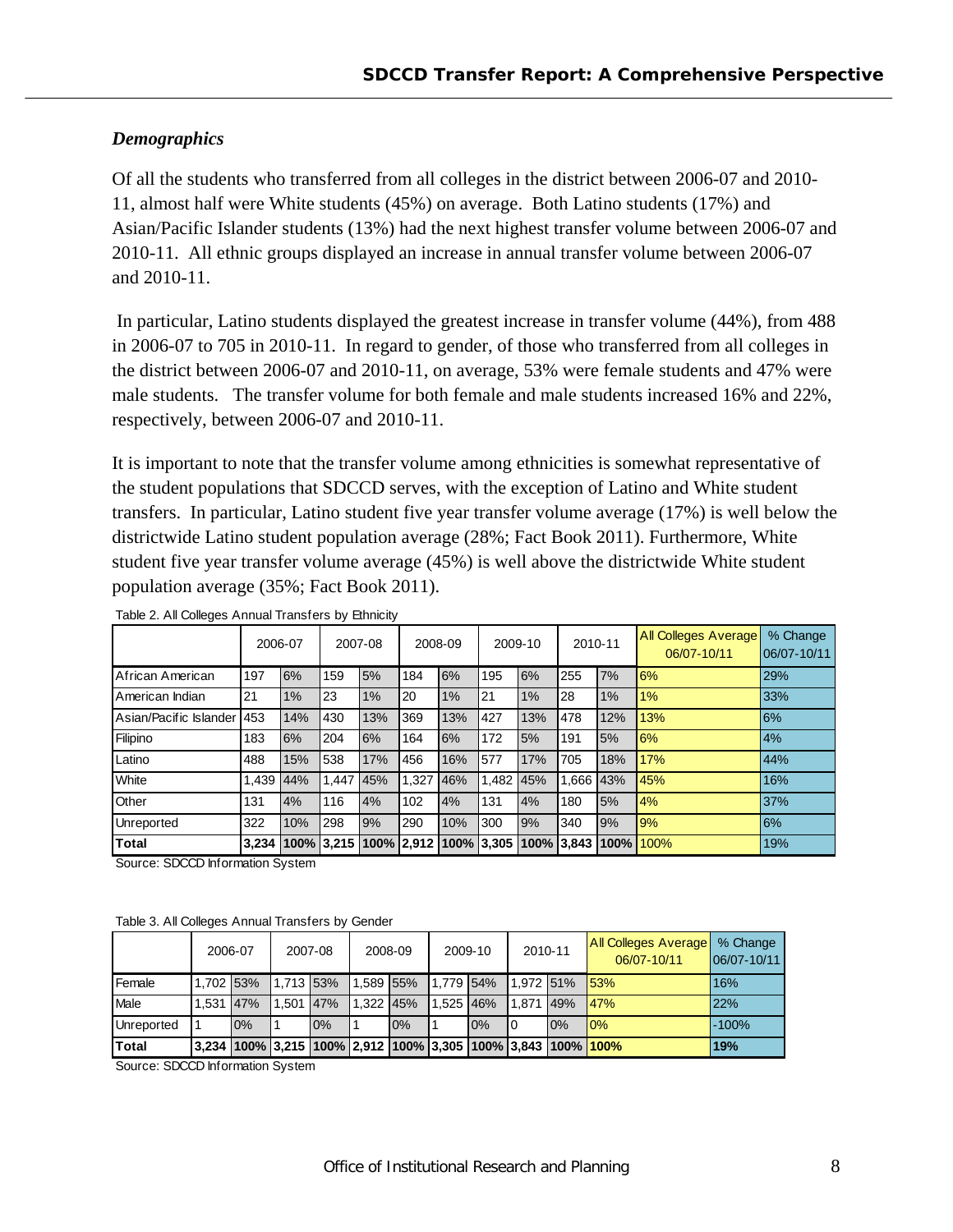### *Demographics*

Of all the students who transferred from all colleges in the district between 2006-07 and 2010-11, almost half were White students (45%) on average. Both Latino students (17%) and Asian/Pacific Islander students (13%) had the next highest transfer volume between 2006-07 and 2010-11. All ethnic groups displayed an increase in annual transfer volume between 2006-07 and 2010-11.

In particular, Latino students displayed the greatest increase in transfer volume (44%), from 488 in 2006-07 to 705 in 2010-11. In regard to gender, of those who transferred from all colleges in the district between 2006-07 and 2010-11, on average, 53% were female students and 47% were male students. The transfer volume for both female and male students increased 16% and 22%, respectively, between 2006-07 and 2010-11.

It is important to note that the transfer volume among ethnicities is somewhat representative of the student populations that SDCCD serves, with the exception of Latino and White student transfers. In particular, Latino student five year transfer volume average (17%) is well below the districtwide Latino student population average (28%; Fact Book 2011). Furthermore, White student five year transfer volume average (45%) is well above the districtwide White student population average (35%; Fact Book 2011).

Table 2. All Colleges Annual Transfers by Ethnicity

| | 2006-07 | | 2007-08 | | 2008-09 | | 2009-10 | | 2010-11 | | All Colleges Average 06/07-10/11 | % Change 06/07-10/11 |
|---|---|---|---|---|---|---|---|---|---|---|---|---|
| African American | 197 | 6% | 159 | 5% | 184 | 6% | 195 | 6% | 255 | 7% | 6% | 29% |
| American Indian | 21 | 1% | 23 | 1% | 20 | 1% | 21 | 1% | 28 | 1% | 1% | 33% |
| Asian/Pacific Islander | 453 | 14% | 430 | 13% | 369 | 13% | 427 | 13% | 478 | 12% | 13% | 6% |
| Filipino | 183 | 6% | 204 | 6% | 164 | 6% | 172 | 5% | 191 | 5% | 6% | 4% |
| Latino | 488 | 15% | 538 | 17% | 456 | 16% | 577 | 17% | 705 | 18% | 17% | 44% |
| White | 1,439 | 44% | 1,447 | 45% | 1,327 | 46% | 1,482 | 45% | 1,666 | 43% | 45% | 16% |
| Other | 131 | 4% | 116 | 4% | 102 | 4% | 131 | 4% | 180 | 5% | 4% | 37% |
| Unreported | 322 | 10% | 298 | 9% | 290 | 10% | 300 | 9% | 340 | 9% | 9% | 6% |
| **Total** | **3,234** | **100%** | **3,215** | **100%** | **2,912** | **100%** | **3,305** | **100%** | **3,843** | **100%** | 100% | 19% |

Source: SDCCD Information System

Table 3. All Colleges Annual Transfers by Gender

| | 2006-07 | | 2007-08 | | 2008-09 | | 2009-10 | | 2010-11 | | All Colleges Average 06/07-10/11 | % Change 06/07-10/11 |
|---|---|---|---|---|---|---|---|---|---|---|---|---|
| Female | 1,702 | 53% | 1,713 | 53% | 1,589 | 55% | 1,779 | 54% | 1,972 | 51% | 53% | 16% |
| Male | 1,531 | 47% | 1,501 | 47% | 1,322 | 45% | 1,525 | 46% | 1,871 | 49% | 47% | 22% |
| Unreported | 1 | 0% | 1 | 0% | 1 | 0% | 1 | 0% | 0 | 0% | 0% | -100% |
| **Total** | **3,234** | **100%** | **3,215** | **100%** | **2,912** | **100%** | **3,305** | **100%** | **3,843** | **100%** | **100%** | **19%** |

Source: SDCCD Information System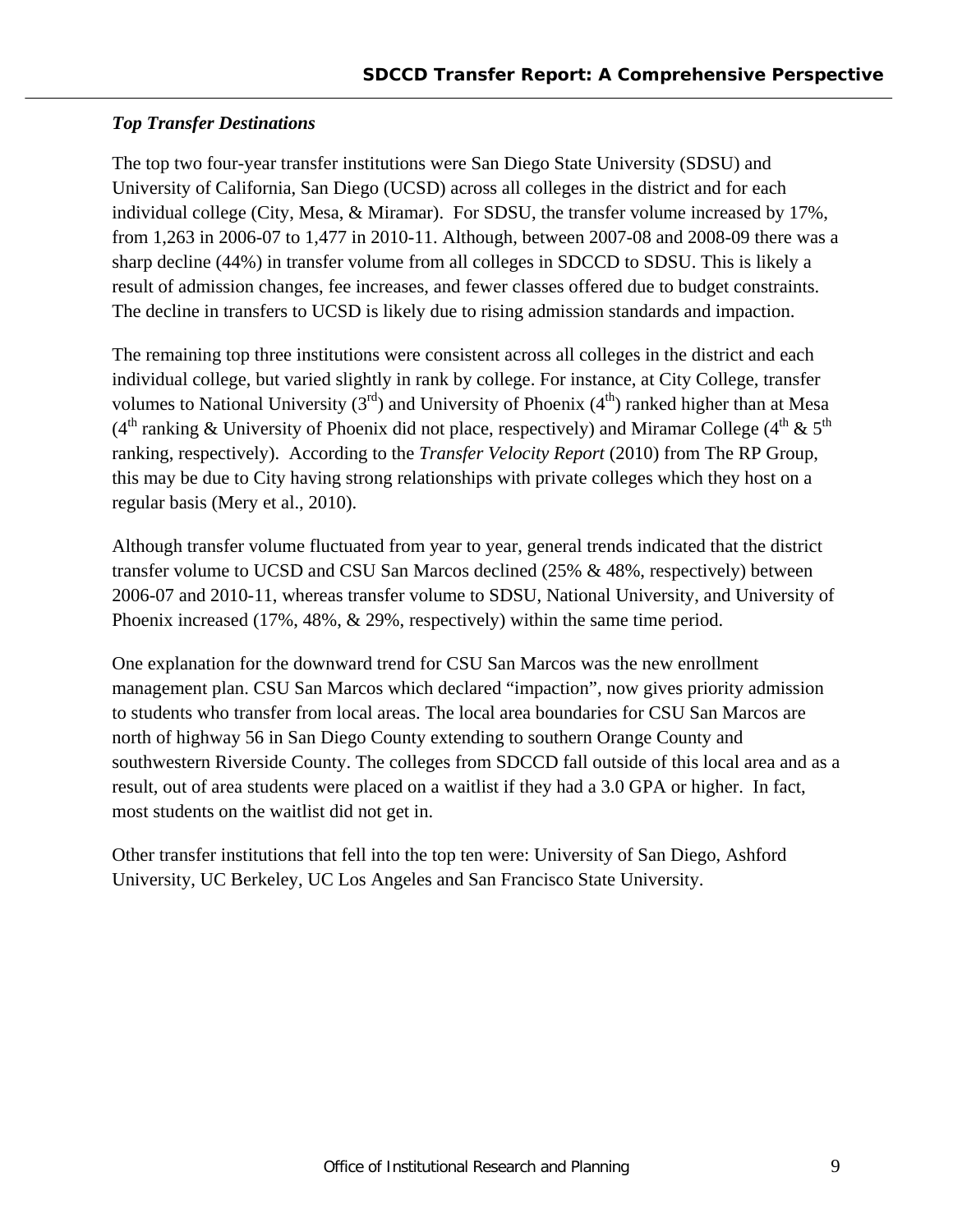### *Top Transfer Destinations*

The top two four-year transfer institutions were San Diego State University (SDSU) and University of California, San Diego (UCSD) across all colleges in the district and for each individual college (City, Mesa, & Miramar). For SDSU, the transfer volume increased by 17%, from 1,263 in 2006-07 to 1,477 in 2010-11. Although, between 2007-08 and 2008-09 there was a sharp decline (44%) in transfer volume from all colleges in SDCCD to SDSU. This is likely a result of admission changes, fee increases, and fewer classes offered due to budget constraints. The decline in transfers to UCSD is likely due to rising admission standards and impaction.

The remaining top three institutions were consistent across all colleges in the district and each individual college, but varied slightly in rank by college. For instance, at City College, transfer volumes to National University (3rd) and University of Phoenix (4th) ranked higher than at Mesa (4th ranking & University of Phoenix did not place, respectively) and Miramar College (4th & 5th ranking, respectively). According to the *Transfer Velocity Report* (2010) from The RP Group, this may be due to City having strong relationships with private colleges which they host on a regular basis (Mery et al., 2010).

Although transfer volume fluctuated from year to year, general trends indicated that the district transfer volume to UCSD and CSU San Marcos declined (25% & 48%, respectively) between 2006-07 and 2010-11, whereas transfer volume to SDSU, National University, and University of Phoenix increased (17%, 48%, & 29%, respectively) within the same time period.

One explanation for the downward trend for CSU San Marcos was the new enrollment management plan. CSU San Marcos which declared "impaction", now gives priority admission to students who transfer from local areas. The local area boundaries for CSU San Marcos are north of highway 56 in San Diego County extending to southern Orange County and southwestern Riverside County. The colleges from SDCCD fall outside of this local area and as a result, out of area students were placed on a waitlist if they had a 3.0 GPA or higher. In fact, most students on the waitlist did not get in.

Other transfer institutions that fell into the top ten were: University of San Diego, Ashford University, UC Berkeley, UC Los Angeles and San Francisco State University.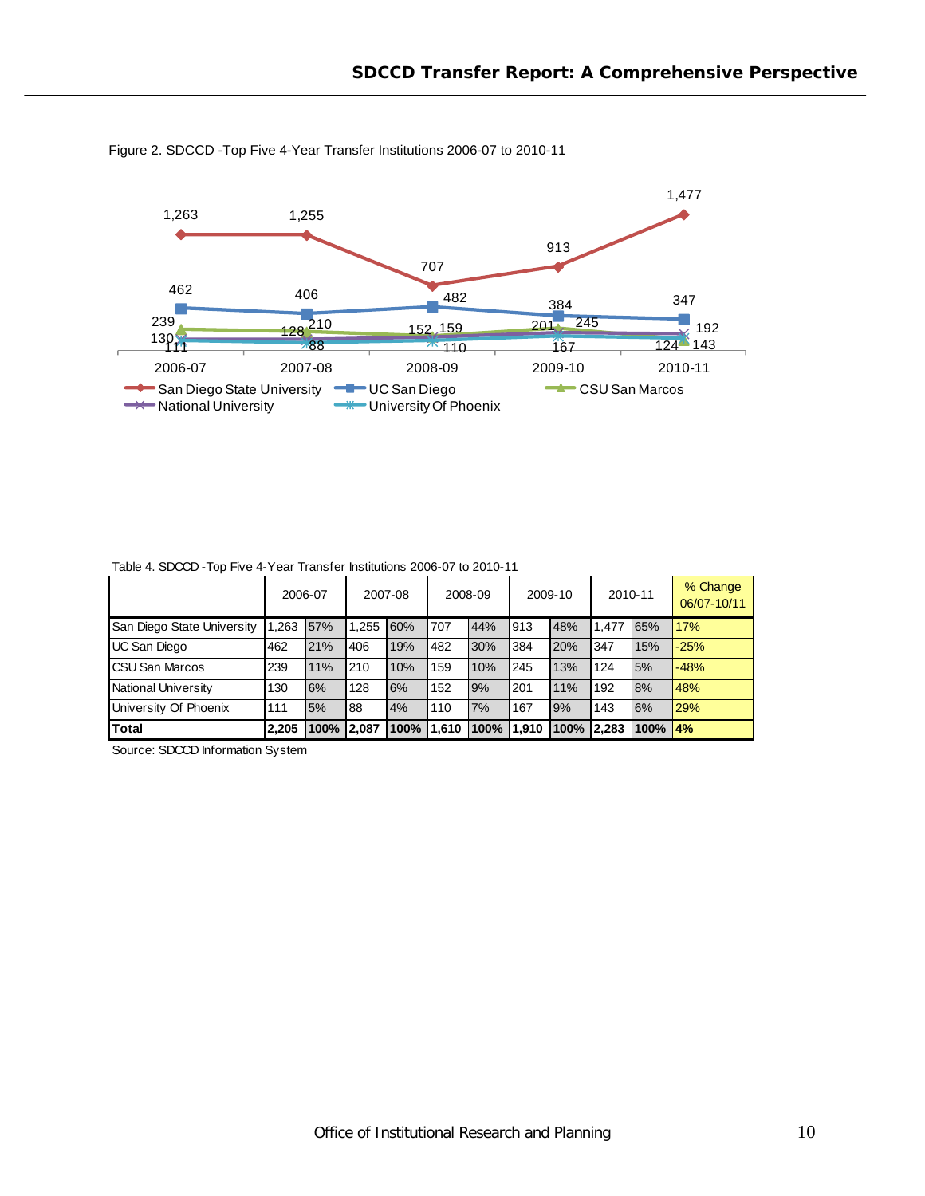Figure 2. SDCCD -Top Five 4-Year Transfer Institutions 2006-07 to 2010-11

Table 4. SDCCD -Top Five 4-Year Transfer Institutions 2006-07 to 2010-11

| | 2006-07 | | 2007-08 | | 2008-09 | | 2009-10 | | 2010-11 | | % Change 06/07-10/11 |
|---|---|---|---|---|---|---|---|---|---|---|---|
| San Diego State University | 1,263 | 57% | 1,255 | 60% | 707 | 44% | 913 | 48% | 1,477 | 65% | 17% |
| UC San Diego | 462 | 21% | 406 | 19% | 482 | 30% | 384 | 20% | 347 | 15% | -25% |
| CSU San Marcos | 239 | 11% | 210 | 10% | 159 | 10% | 245 | 13% | 124 | 5% | -48% |
| National University | 130 | 6% | 128 | 6% | 152 | 9% | 201 | 11% | 192 | 8% | 48% |
| University Of Phoenix | 111 | 5% | 88 | 4% | 110 | 7% | 167 | 9% | 143 | 6% | 29% |
| **Total** | **2,205** | **100%** | **2,087** | **100%** | **1,610** | **100%** | **1,910** | **100%** | **2,283** | **100%** | **4%** |

Source: SDCCD Information System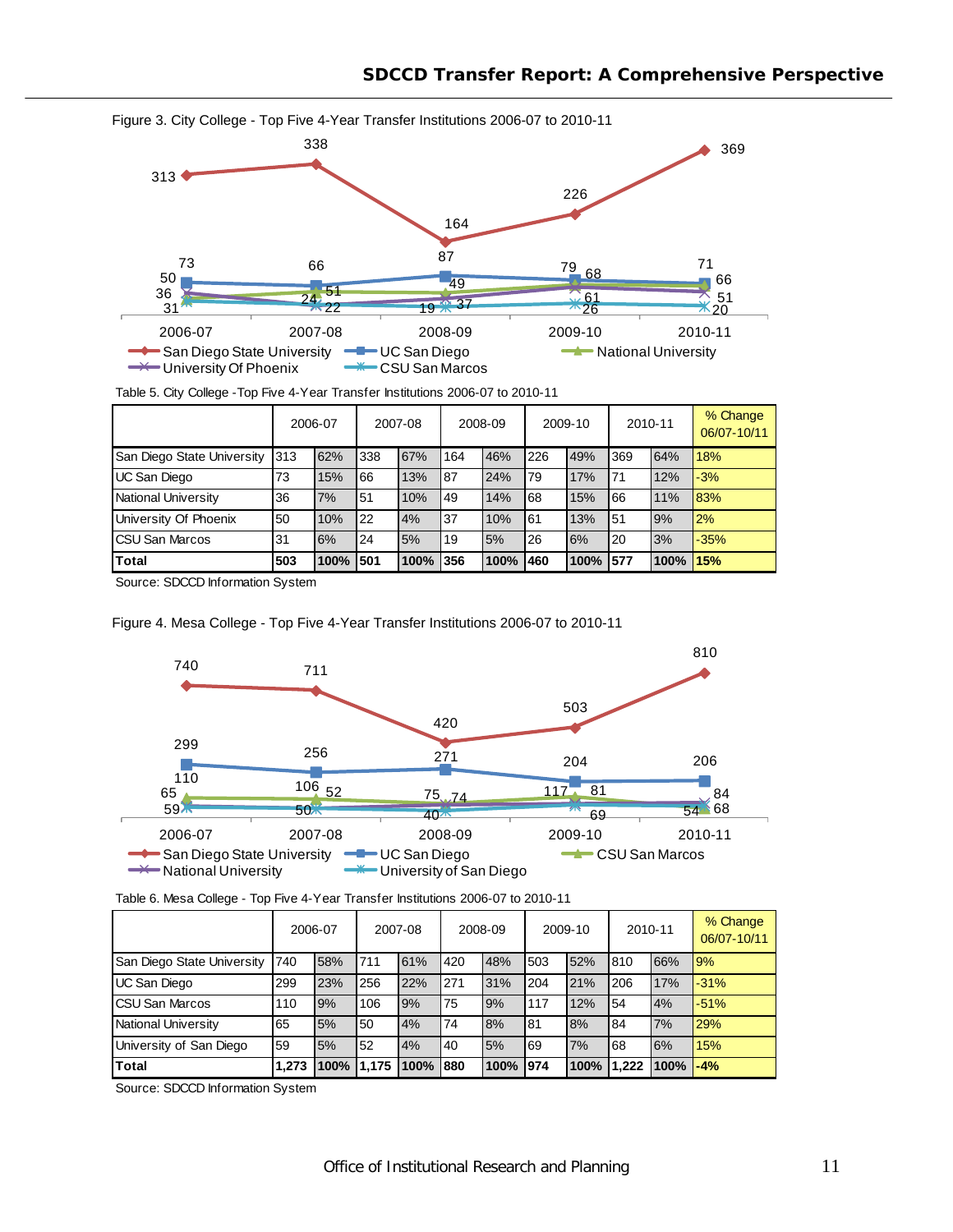Figure 3. City College - Top Five 4-Year Transfer Institutions 2006-07 to 2010-11

Table 5. City College -Top Five 4-Year Transfer Institutions 2006-07 to 2010-11

| | 2006-07 | | 2007-08 | | 2008-09 | | 2009-10 | | 2010-11 | | % Change 06/07-10/11 |
|---|---|---|---|---|---|---|---|---|---|---|---|
| San Diego State University | 313 | 62% | 338 | 67% | 164 | 46% | 226 | 49% | 369 | 64% | 18% |
| UC San Diego | 73 | 15% | 66 | 13% | 87 | 24% | 79 | 17% | 71 | 12% | -3% |
| National University | 36 | 7% | 51 | 10% | 49 | 14% | 68 | 15% | 66 | 11% | 83% |
| University Of Phoenix | 50 | 10% | 22 | 4% | 37 | 10% | 61 | 13% | 51 | 9% | 2% |
| CSU San Marcos | 31 | 6% | 24 | 5% | 19 | 5% | 26 | 6% | 20 | 3% | -35% |
| **Total** | **503** | **100%** | **501** | **100%** | **356** | **100%** | **460** | **100%** | **577** | **100%** | **15%** |

Source: SDCCD Information System

Figure 4. Mesa College - Top Five 4-Year Transfer Institutions 2006-07 to 2010-11

Table 6. Mesa College - Top Five 4-Year Transfer Institutions 2006-07 to 2010-11

| | 2006-07 | | 2007-08 | | 2008-09 | | 2009-10 | | 2010-11 | | % Change 06/07-10/11 |
|---|---|---|---|---|---|---|---|---|---|---|---|
| San Diego State University | 740 | 58% | 711 | 61% | 420 | 48% | 503 | 52% | 810 | 66% | 9% |
| UC San Diego | 299 | 23% | 256 | 22% | 271 | 31% | 204 | 21% | 206 | 17% | -31% |
| CSU San Marcos | 110 | 9% | 106 | 9% | 75 | 9% | 117 | 12% | 54 | 4% | -51% |
| National University | 65 | 5% | 50 | 4% | 74 | 8% | 81 | 8% | 84 | 7% | 29% |
| University of San Diego | 59 | 5% | 52 | 4% | 40 | 5% | 69 | 7% | 68 | 6% | 15% |
| **Total** | **1,273** | **100%** | **1,175** | **100%** | **880** | **100%** | **974** | **100%** | **1,222** | **100%** | **-4%** |

Source: SDCCD Information System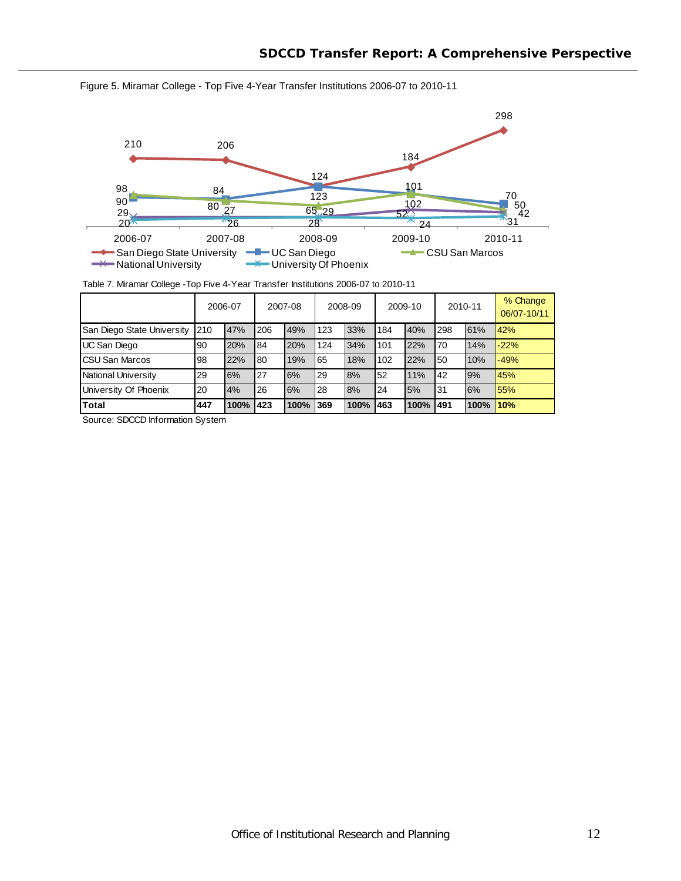Figure 5. Miramar College - Top Five 4-Year Transfer Institutions 2006-07 to 2010-11

Table 7. Miramar College -Top Five 4-Year Transfer Institutions 2006-07 to 2010-11

| | 2006-07 | | 2007-08 | | 2008-09 | | 2009-10 | | 2010-11 | | % Change 06/07-10/11 |
|---|---|---|---|---|---|---|---|---|---|---|---|
| San Diego State University | 210 | 47% | 206 | 49% | 123 | 33% | 184 | 40% | 298 | 61% | 42% |
| UC San Diego | 90 | 20% | 84 | 20% | 124 | 34% | 101 | 22% | 70 | 14% | -22% |
| CSU San Marcos | 98 | 22% | 80 | 19% | 65 | 18% | 102 | 22% | 50 | 10% | -49% |
| National University | 29 | 6% | 27 | 6% | 29 | 8% | 52 | 11% | 42 | 9% | 45% |
| University Of Phoenix | 20 | 4% | 26 | 6% | 28 | 8% | 24 | 5% | 31 | 6% | 55% |
| **Total** | **447** | **100%** | **423** | **100%** | **369** | **100%** | **463** | **100%** | **491** | **100%** | **10%** |

Source: SDCCD Information System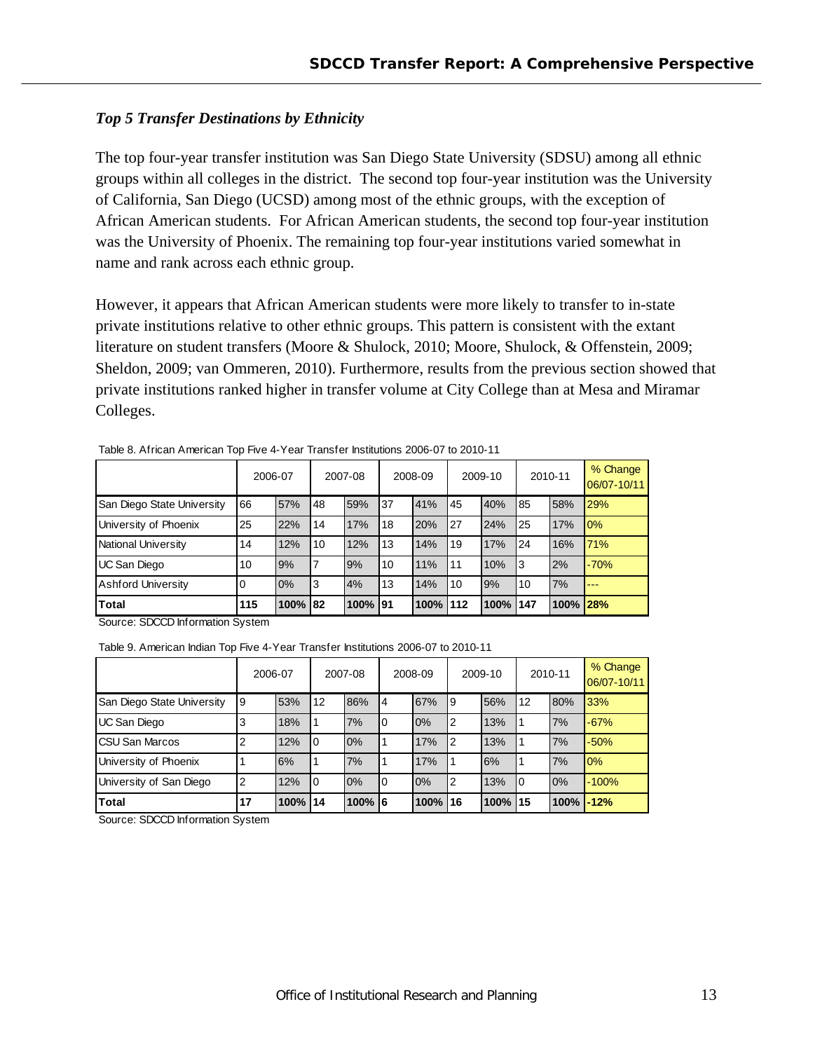### *Top 5 Transfer Destinations by Ethnicity*

The top four-year transfer institution was San Diego State University (SDSU) among all ethnic groups within all colleges in the district. The second top four-year institution was the University of California, San Diego (UCSD) among most of the ethnic groups, with the exception of African American students. For African American students, the second top four-year institution was the University of Phoenix. The remaining top four-year institutions varied somewhat in name and rank across each ethnic group.

However, it appears that African American students were more likely to transfer to in-state private institutions relative to other ethnic groups. This pattern is consistent with the extant literature on student transfers (Moore & Shulock, 2010; Moore, Shulock, & Offenstein, 2009; Sheldon, 2009; van Ommeren, 2010). Furthermore, results from the previous section showed that private institutions ranked higher in transfer volume at City College than at Mesa and Miramar Colleges.

Table 8. African American Top Five 4-Year Transfer Institutions 2006-07 to 2010-11

| | 2006-07 | | 2007-08 | | 2008-09 | | 2009-10 | | 2010-11 | | % Change 06/07-10/11 |
|---|---|---|---|---|---|---|---|---|---|---|---|
| San Diego State University | 66 | 57% | 48 | 59% | 37 | 41% | 45 | 40% | 85 | 58% | 29% |
| University of Phoenix | 25 | 22% | 14 | 17% | 18 | 20% | 27 | 24% | 25 | 17% | 0% |
| National University | 14 | 12% | 10 | 12% | 13 | 14% | 19 | 17% | 24 | 16% | 71% |
| UC San Diego | 10 | 9% | 7 | 9% | 10 | 11% | 11 | 10% | 3 | 2% | -70% |
| Ashford University | 0 | 0% | 3 | 4% | 13 | 14% | 10 | 9% | 10 | 7% | --- |
| **Total** | **115** | **100%** | **82** | **100%** | **91** | **100%** | **112** | **100%** | **147** | **100%** | **28%** |

Source: SDCCD Information System

Table 9. American Indian Top Five 4-Year Transfer Institutions 2006-07 to 2010-11

| | 2006-07 | | 2007-08 | | 2008-09 | | 2009-10 | | 2010-11 | | % Change 06/07-10/11 |
|---|---|---|---|---|---|---|---|---|---|---|---|
| San Diego State University | 9 | 53% | 12 | 86% | 4 | 67% | 9 | 56% | 12 | 80% | 33% |
| UC San Diego | 3 | 18% | 1 | 7% | 0 | 0% | 2 | 13% | 1 | 7% | -67% |
| CSU San Marcos | 2 | 12% | 0 | 0% | 1 | 17% | 2 | 13% | 1 | 7% | -50% |
| University of Phoenix | 1 | 6% | 1 | 7% | 1 | 17% | 1 | 6% | 1 | 7% | 0% |
| University of San Diego | 2 | 12% | 0 | 0% | 0 | 0% | 2 | 13% | 0 | 0% | -100% |
| **Total** | **17** | **100%** | **14** | **100%** | **6** | **100%** | **16** | **100%** | **15** | **100%** | **-12%** |

Source: SDCCD Information System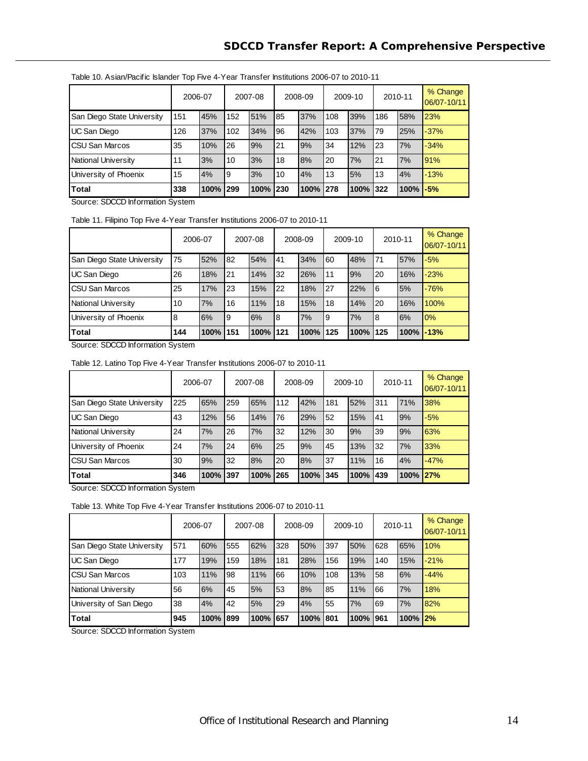Table 10. Asian/Pacific Islander Top Five 4-Year Transfer Institutions 2006-07 to 2010-11

| | 2006-07 | | 2007-08 | | 2008-09 | | 2009-10 | | 2010-11 | | % Change 06/07-10/11 |
|---|---|---|---|---|---|---|---|---|---|---|---|
| San Diego State University | 151 | 45% | 152 | 51% | 85 | 37% | 108 | 39% | 186 | 58% | 23% |
| UC San Diego | 126 | 37% | 102 | 34% | 96 | 42% | 103 | 37% | 79 | 25% | -37% |
| CSU San Marcos | 35 | 10% | 26 | 9% | 21 | 9% | 34 | 12% | 23 | 7% | -34% |
| National University | 11 | 3% | 10 | 3% | 18 | 8% | 20 | 7% | 21 | 7% | 91% |
| University of Phoenix | 15 | 4% | 9 | 3% | 10 | 4% | 13 | 5% | 13 | 4% | -13% |
| **Total** | **338** | **100%** | **299** | **100%** | **230** | **100%** | **278** | **100%** | **322** | **100%** | **-5%** |

Source: SDCCD Information System

Table 11. Filipino Top Five 4-Year Transfer Institutions 2006-07 to 2010-11

| | 2006-07 | | 2007-08 | | 2008-09 | | 2009-10 | | 2010-11 | | % Change 06/07-10/11 |
|---|---|---|---|---|---|---|---|---|---|---|---|
| San Diego State University | 75 | 52% | 82 | 54% | 41 | 34% | 60 | 48% | 71 | 57% | -5% |
| UC San Diego | 26 | 18% | 21 | 14% | 32 | 26% | 11 | 9% | 20 | 16% | -23% |
| CSU San Marcos | 25 | 17% | 23 | 15% | 22 | 18% | 27 | 22% | 6 | 5% | -76% |
| National University | 10 | 7% | 16 | 11% | 18 | 15% | 18 | 14% | 20 | 16% | 100% |
| University of Phoenix | 8 | 6% | 9 | 6% | 8 | 7% | 9 | 7% | 8 | 6% | 0% |
| **Total** | **144** | **100%** | **151** | **100%** | **121** | **100%** | **125** | **100%** | **125** | **100%** | **-13%** |

Source: SDCCD Information System

Table 12. Latino Top Five 4-Year Transfer Institutions 2006-07 to 2010-11

| | 2006-07 | | 2007-08 | | 2008-09 | | 2009-10 | | 2010-11 | | % Change 06/07-10/11 |
|---|---|---|---|---|---|---|---|---|---|---|---|
| San Diego State University | 225 | 65% | 259 | 65% | 112 | 42% | 181 | 52% | 311 | 71% | 38% |
| UC San Diego | 43 | 12% | 56 | 14% | 76 | 29% | 52 | 15% | 41 | 9% | -5% |
| National University | 24 | 7% | 26 | 7% | 32 | 12% | 30 | 9% | 39 | 9% | 63% |
| University of Phoenix | 24 | 7% | 24 | 6% | 25 | 9% | 45 | 13% | 32 | 7% | 33% |
| CSU San Marcos | 30 | 9% | 32 | 8% | 20 | 8% | 37 | 11% | 16 | 4% | -47% |
| **Total** | **346** | **100%** | **397** | **100%** | **265** | **100%** | **345** | **100%** | **439** | **100%** | **27%** |

Source: SDCCD Information System

Table 13. White Top Five 4-Year Transfer Institutions 2006-07 to 2010-11

| | 2006-07 | | 2007-08 | | 2008-09 | | 2009-10 | | 2010-11 | | % Change 06/07-10/11 |
|---|---|---|---|---|---|---|---|---|---|---|---|
| San Diego State University | 571 | 60% | 555 | 62% | 328 | 50% | 397 | 50% | 628 | 65% | 10% |
| UC San Diego | 177 | 19% | 159 | 18% | 181 | 28% | 156 | 19% | 140 | 15% | -21% |
| CSU San Marcos | 103 | 11% | 98 | 11% | 66 | 10% | 108 | 13% | 58 | 6% | -44% |
| National University | 56 | 6% | 45 | 5% | 53 | 8% | 85 | 11% | 66 | 7% | 18% |
| University of San Diego | 38 | 4% | 42 | 5% | 29 | 4% | 55 | 7% | 69 | 7% | 82% |
| **Total** | **945** | **100%** | **899** | **100%** | **657** | **100%** | **801** | **100%** | **961** | **100%** | **2%** |

Source: SDCCD Information System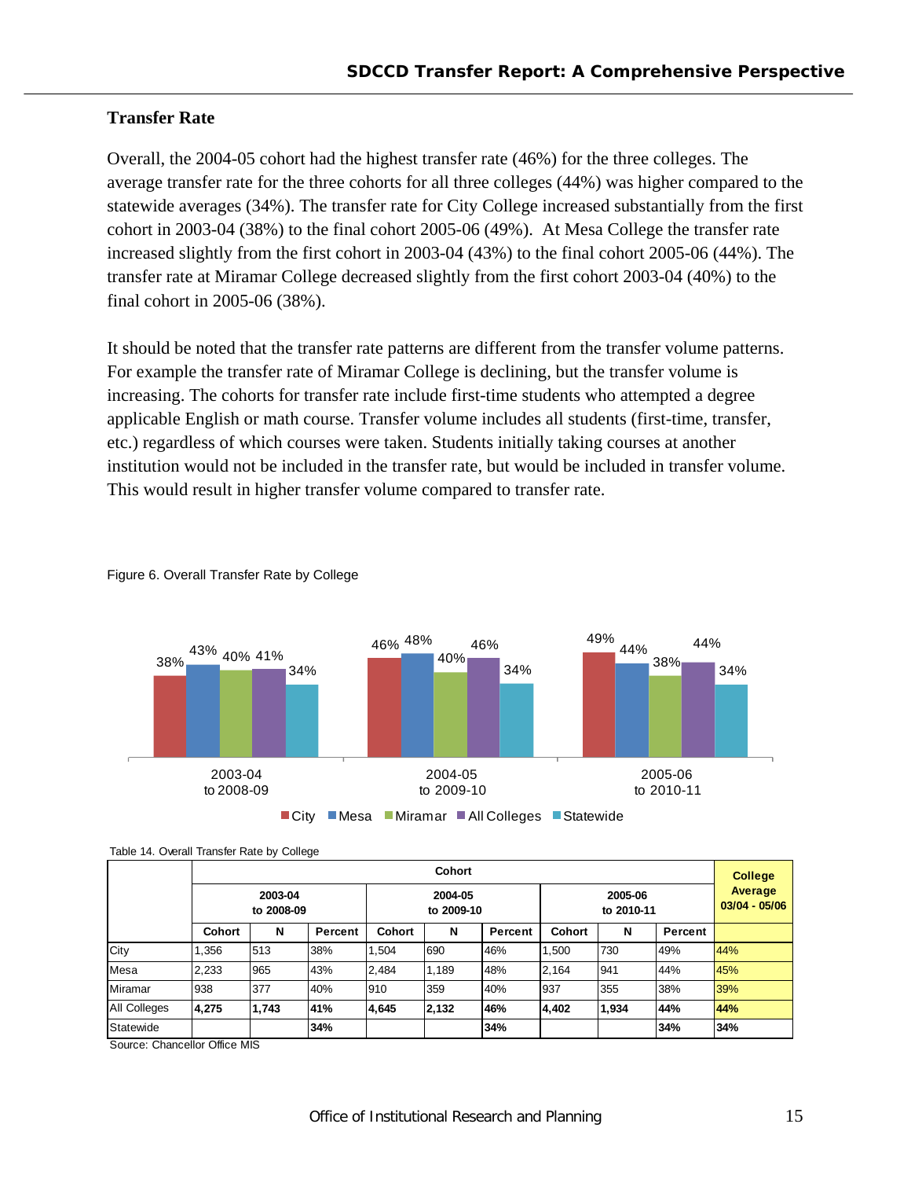## Transfer Rate

Overall, the 2004-05 cohort had the highest transfer rate (46%) for the three colleges. The average transfer rate for the three cohorts for all three colleges (44%) was higher compared to the statewide averages (34%). The transfer rate for City College increased substantially from the first cohort in 2003-04 (38%) to the final cohort 2005-06 (49%). At Mesa College the transfer rate increased slightly from the first cohort in 2003-04 (43%) to the final cohort 2005-06 (44%). The transfer rate at Miramar College decreased slightly from the first cohort 2003-04 (40%) to the final cohort in 2005-06 (38%).

It should be noted that the transfer rate patterns are different from the transfer volume patterns. For example the transfer rate of Miramar College is declining, but the transfer volume is increasing. The cohorts for transfer rate include first-time students who attempted a degree applicable English or math course. Transfer volume includes all students (first-time, transfer, etc.) regardless of which courses were taken. Students initially taking courses at another institution would not be included in the transfer rate, but would be included in transfer volume. This would result in higher transfer volume compared to transfer rate.

Figure 6. Overall Transfer Rate by College

| | City | Mesa | Miramar | All Colleges | Statewide |
|---|---|---|---|---|---|
| 2003-04 to 2008-09 | 38% | 43% | 40% | 41% | 34% |
| 2004-05 to 2009-10 | 46% | 48% | 40% | 46% | 34% |
| 2005-06 to 2010-11 | 49% | 44% | 38% | 44% | 34% |

Table 14. Overall Transfer Rate by College

| | Cohort | | | | | | | | | College Average 03/04 - 05/06 |
|---|---|---|---|---|---|---|---|---|---|---|
| | 2003-04 to 2008-09 | | | 2004-05 to 2009-10 | | | 2005-06 to 2010-11 | | | |
| | Cohort | N | Percent | Cohort | N | Percent | Cohort | N | Percent | |
| City | 1,356 | 513 | 38% | 1,504 | 690 | 46% | 1,500 | 730 | 49% | 44% |
| Mesa | 2,233 | 965 | 43% | 2,484 | 1,189 | 48% | 2,164 | 941 | 44% | 45% |
| Miramar | 938 | 377 | 40% | 910 | 359 | 40% | 937 | 355 | 38% | 39% |
| All Colleges | **4,275** | **1,743** | **41%** | **4,645** | **2,132** | **46%** | **4,402** | **1,934** | **44%** | **44%** |
| Statewide | | | **34%** | | | **34%** | | | **34%** | **34%** |

Source: Chancellor Office MIS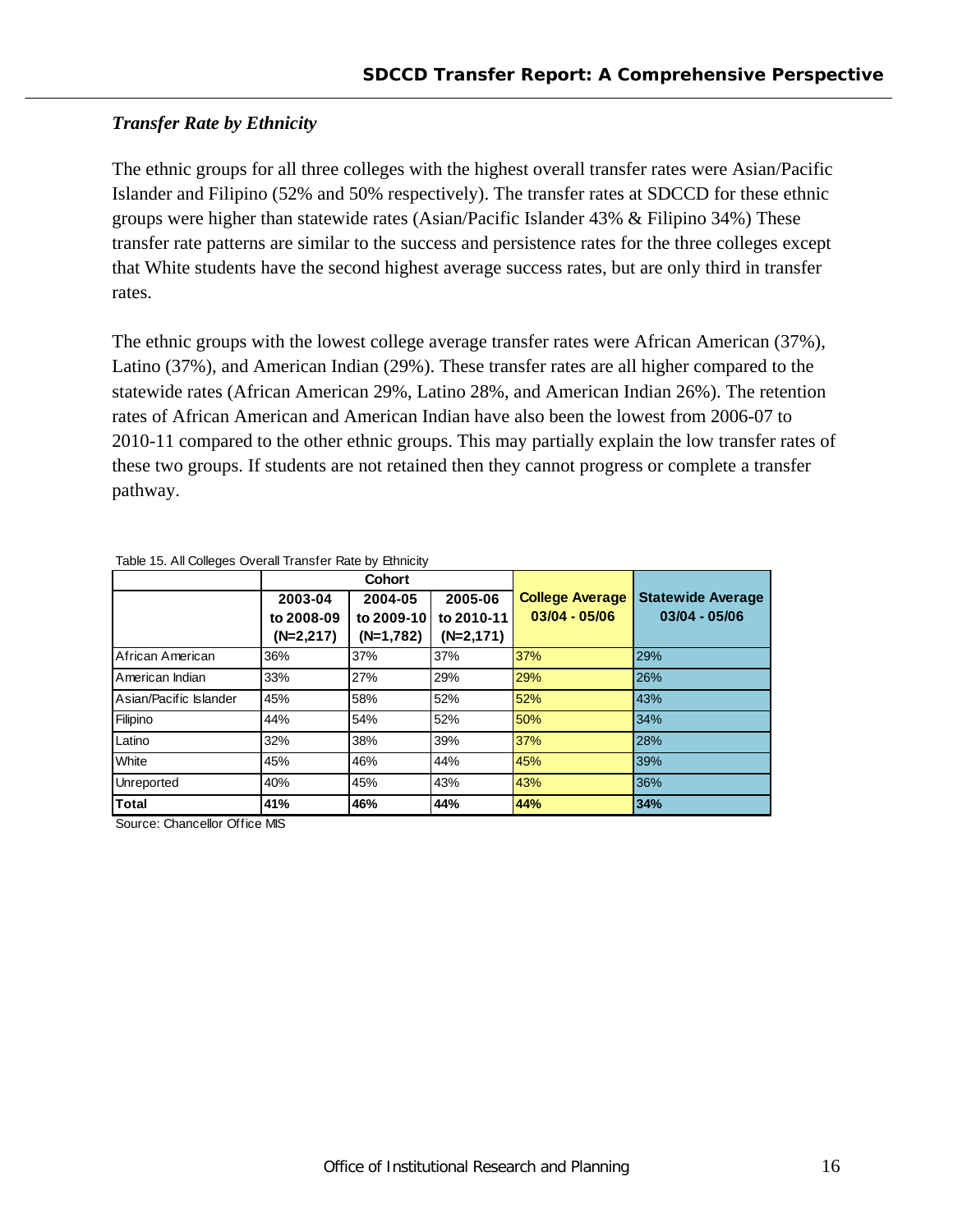### *Transfer Rate by Ethnicity*

The ethnic groups for all three colleges with the highest overall transfer rates were Asian/Pacific Islander and Filipino (52% and 50% respectively). The transfer rates at SDCCD for these ethnic groups were higher than statewide rates (Asian/Pacific Islander 43% & Filipino 34%) These transfer rate patterns are similar to the success and persistence rates for the three colleges except that White students have the second highest average success rates, but are only third in transfer rates.

The ethnic groups with the lowest college average transfer rates were African American (37%), Latino (37%), and American Indian (29%). These transfer rates are all higher compared to the statewide rates (African American 29%, Latino 28%, and American Indian 26%). The retention rates of African American and American Indian have also been the lowest from 2006-07 to 2010-11 compared to the other ethnic groups. This may partially explain the low transfer rates of these two groups. If students are not retained then they cannot progress or complete a transfer pathway.

Table 15. All Colleges Overall Transfer Rate by Ethnicity

| | Cohort | | | College Average 03/04 - 05/06 | Statewide Average 03/04 - 05/06 |
|---|---|---|---|---|---|
| | 2003-04 to 2008-09 (N=2,217) | 2004-05 to 2009-10 (N=1,782) | 2005-06 to 2010-11 (N=2,171) | | |
| African American | 36% | 37% | 37% | 37% | 29% |
| American Indian | 33% | 27% | 29% | 29% | 26% |
| Asian/Pacific Islander | 45% | 58% | 52% | 52% | 43% |
| Filipino | 44% | 54% | 52% | 50% | 34% |
| Latino | 32% | 38% | 39% | 37% | 28% |
| White | 45% | 46% | 44% | 45% | 39% |
| Unreported | 40% | 45% | 43% | 43% | 36% |
| **Total** | **41%** | **46%** | **44%** | **44%** | **34%** |

Source: Chancellor Office MIS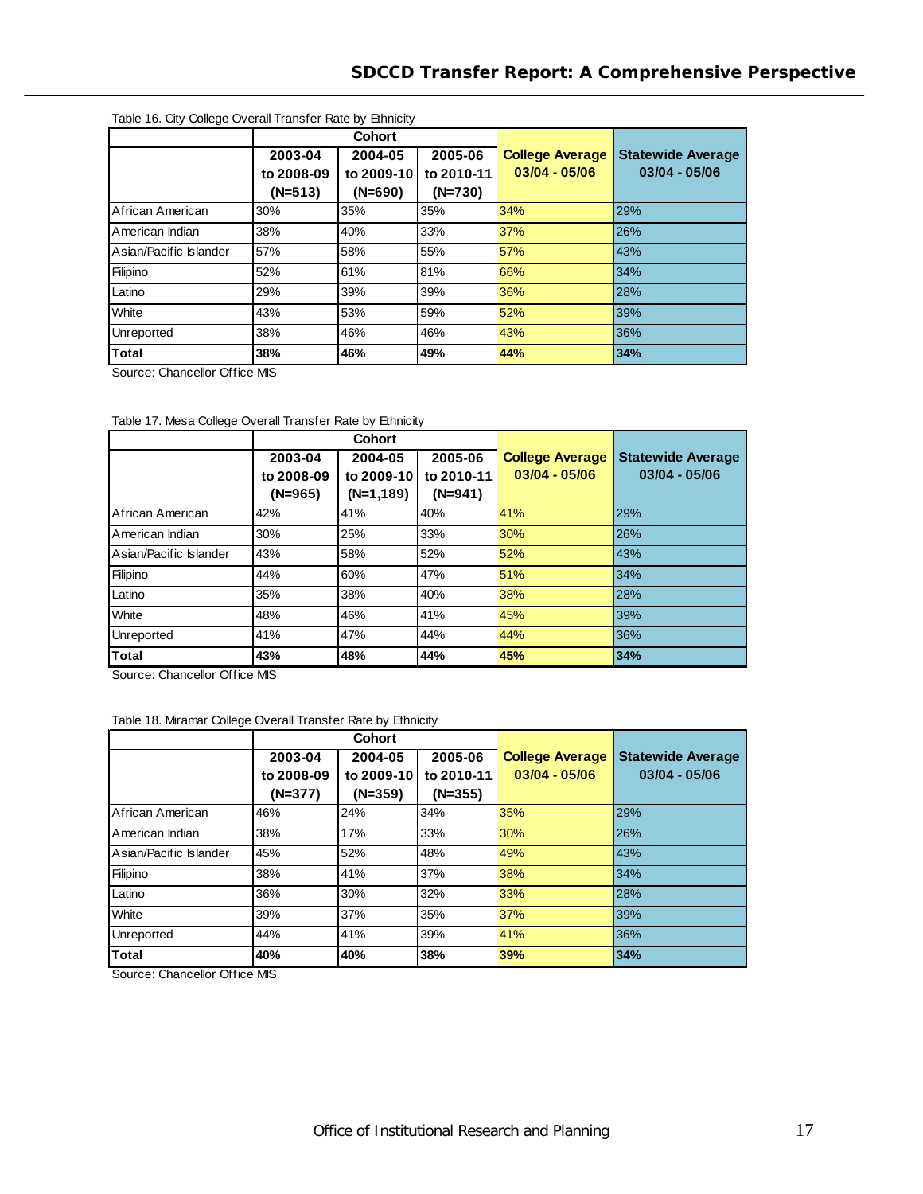Table 16. City College Overall Transfer Rate by Ethnicity

| | Cohort | | | College Average 03/04 - 05/06 | Statewide Average 03/04 - 05/06 |
|---|---|---|---|---|---|
| | 2003-04 to 2008-09 (N=513) | 2004-05 to 2009-10 (N=690) | 2005-06 to 2010-11 (N=730) | | |
| African American | 30% | 35% | 35% | 34% | 29% |
| American Indian | 38% | 40% | 33% | 37% | 26% |
| Asian/Pacific Islander | 57% | 58% | 55% | 57% | 43% |
| Filipino | 52% | 61% | 81% | 66% | 34% |
| Latino | 29% | 39% | 39% | 36% | 28% |
| White | 43% | 53% | 59% | 52% | 39% |
| Unreported | 38% | 46% | 46% | 43% | 36% |
| **Total** | **38%** | **46%** | **49%** | **44%** | **34%** |

Source: Chancellor Office MIS

Table 17. Mesa College Overall Transfer Rate by Ethnicity

| | Cohort | | | College Average 03/04 - 05/06 | Statewide Average 03/04 - 05/06 |
|---|---|---|---|---|---|
| | 2003-04 to 2008-09 (N=965) | 2004-05 to 2009-10 (N=1,189) | 2005-06 to 2010-11 (N=941) | | |
| African American | 42% | 41% | 40% | 41% | 29% |
| American Indian | 30% | 25% | 33% | 30% | 26% |
| Asian/Pacific Islander | 43% | 58% | 52% | 52% | 43% |
| Filipino | 44% | 60% | 47% | 51% | 34% |
| Latino | 35% | 38% | 40% | 38% | 28% |
| White | 48% | 46% | 41% | 45% | 39% |
| Unreported | 41% | 47% | 44% | 44% | 36% |
| **Total** | **43%** | **48%** | **44%** | **45%** | **34%** |

Source: Chancellor Office MIS

Table 18. Miramar College Overall Transfer Rate by Ethnicity

| | Cohort | | | College Average 03/04 - 05/06 | Statewide Average 03/04 - 05/06 |
|---|---|---|---|---|---|
| | 2003-04 to 2008-09 (N=377) | 2004-05 to 2009-10 (N=359) | 2005-06 to 2010-11 (N=355) | | |
| African American | 46% | 24% | 34% | 35% | 29% |
| American Indian | 38% | 17% | 33% | 30% | 26% |
| Asian/Pacific Islander | 45% | 52% | 48% | 49% | 43% |
| Filipino | 38% | 41% | 37% | 38% | 34% |
| Latino | 36% | 30% | 32% | 33% | 28% |
| White | 39% | 37% | 35% | 37% | 39% |
| Unreported | 44% | 41% | 39% | 41% | 36% |
| **Total** | **40%** | **40%** | **38%** | **39%** | **34%** |

Source: Chancellor Office MIS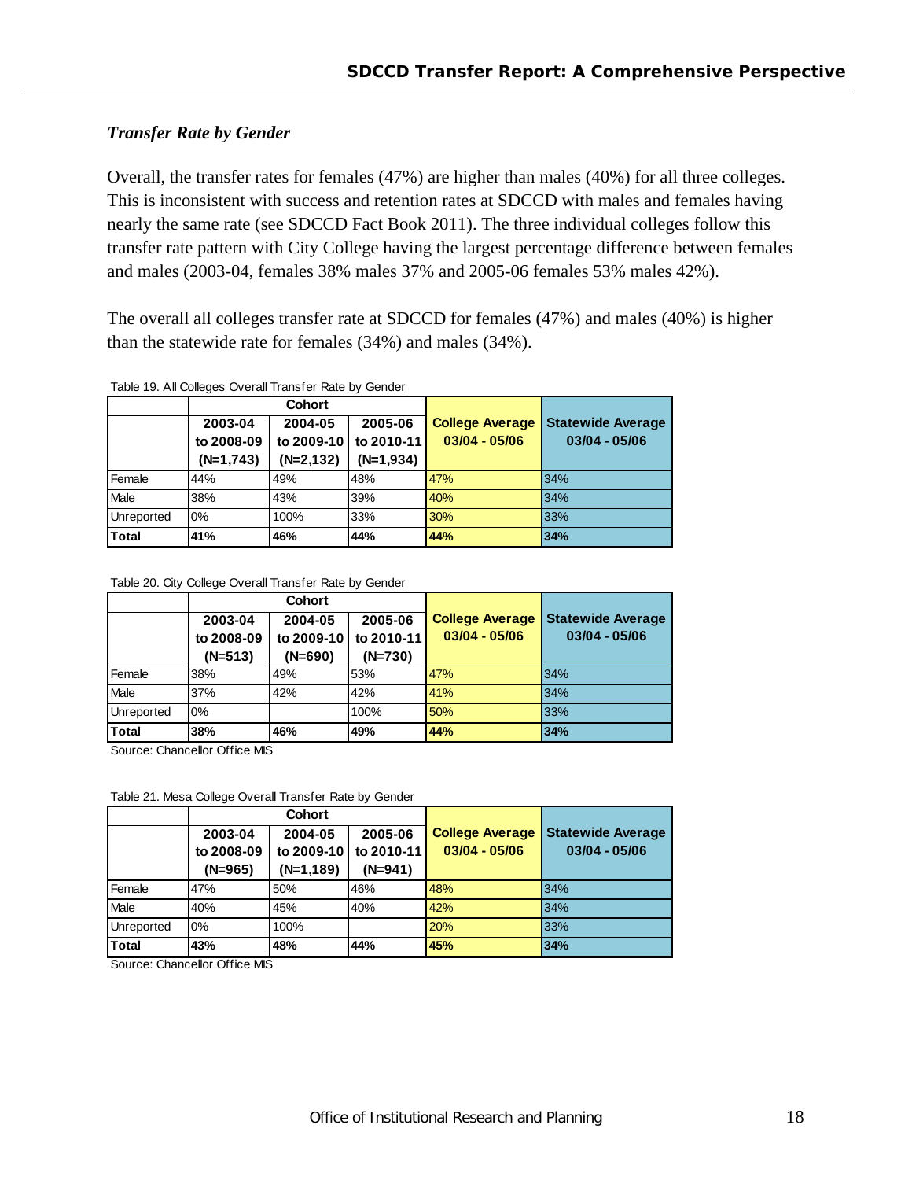### *Transfer Rate by Gender*

Overall, the transfer rates for females (47%) are higher than males (40%) for all three colleges. This is inconsistent with success and retention rates at SDCCD with males and females having nearly the same rate (see SDCCD Fact Book 2011). The three individual colleges follow this transfer rate pattern with City College having the largest percentage difference between females and males (2003-04, females 38% males 37% and 2005-06 females 53% males 42%).

The overall all colleges transfer rate at SDCCD for females (47%) and males (40%) is higher than the statewide rate for females (34%) and males (34%).

Table 19. All Colleges Overall Transfer Rate by Gender

| | Cohort | | | College Average 03/04 - 05/06 | Statewide Average 03/04 - 05/06 |
|---|---|---|---|---|---|
| | 2003-04 to 2008-09 (N=1,743) | 2004-05 to 2009-10 (N=2,132) | 2005-06 to 2010-11 (N=1,934) | | |
| Female | 44% | 49% | 48% | 47% | 34% |
| Male | 38% | 43% | 39% | 40% | 34% |
| Unreported | 0% | 100% | 33% | 30% | 33% |
| **Total** | **41%** | **46%** | **44%** | **44%** | **34%** |

Table 20. City College Overall Transfer Rate by Gender

| | Cohort | | | College Average 03/04 - 05/06 | Statewide Average 03/04 - 05/06 |
|---|---|---|---|---|---|
| | 2003-04 to 2008-09 (N=513) | 2004-05 to 2009-10 (N=690) | 2005-06 to 2010-11 (N=730) | | |
| Female | 38% | 49% | 53% | 47% | 34% |
| Male | 37% | 42% | 42% | 41% | 34% |
| Unreported | 0% | | 100% | 50% | 33% |
| **Total** | **38%** | **46%** | **49%** | **44%** | **34%** |

Source: Chancellor Office MIS

Table 21. Mesa College Overall Transfer Rate by Gender

| | Cohort | | | College Average 03/04 - 05/06 | Statewide Average 03/04 - 05/06 |
|---|---|---|---|---|---|
| | 2003-04 to 2008-09 (N=965) | 2004-05 to 2009-10 (N=1,189) | 2005-06 to 2010-11 (N=941) | | |
| Female | 47% | 50% | 46% | 48% | 34% |
| Male | 40% | 45% | 40% | 42% | 34% |
| Unreported | 0% | 100% | | 20% | 33% |
| **Total** | **43%** | **48%** | **44%** | **45%** | **34%** |

Source: Chancellor Office MIS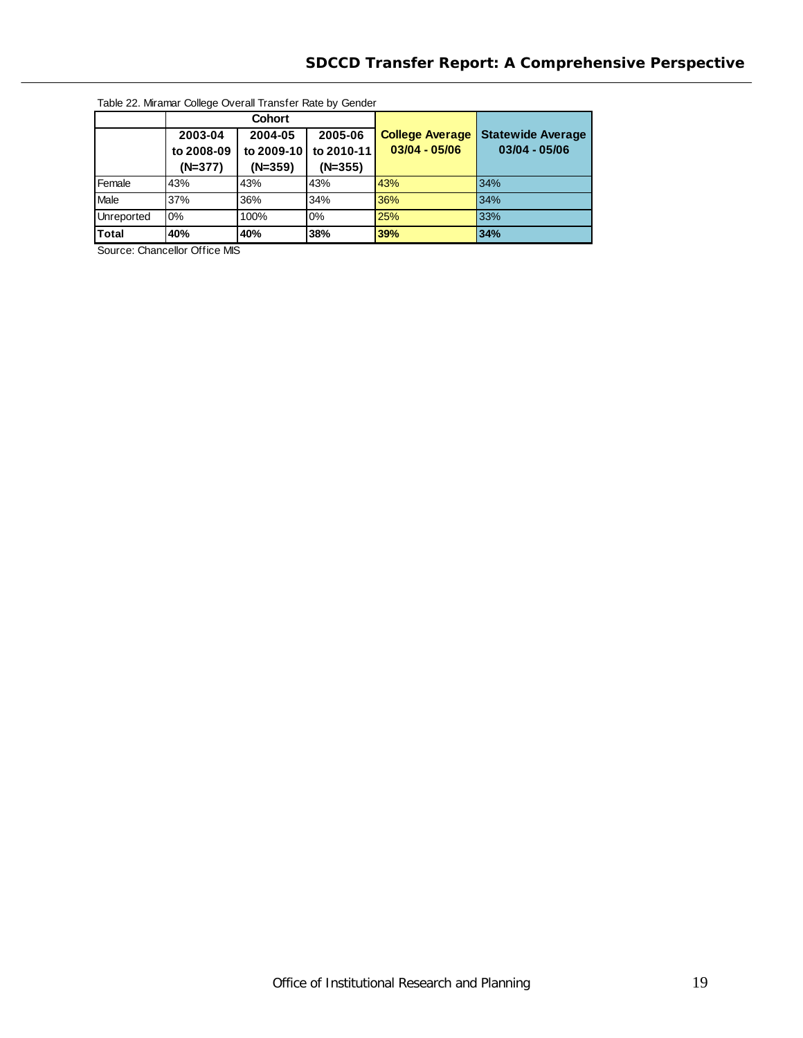Table 22. Miramar College Overall Transfer Rate by Gender

| | Cohort | | | College Average 03/04 - 05/06 | Statewide Average 03/04 - 05/06 |
|---|---|---|---|---|---|
| | 2003-04 to 2008-09 (N=377) | 2004-05 to 2009-10 (N=359) | 2005-06 to 2010-11 (N=355) | | |
| Female | 43% | 43% | 43% | 43% | 34% |
| Male | 37% | 36% | 34% | 36% | 34% |
| Unreported | 0% | 100% | 0% | 25% | 33% |
| **Total** | **40%** | **40%** | **38%** | **39%** | **34%** |

Source: Chancellor Office MIS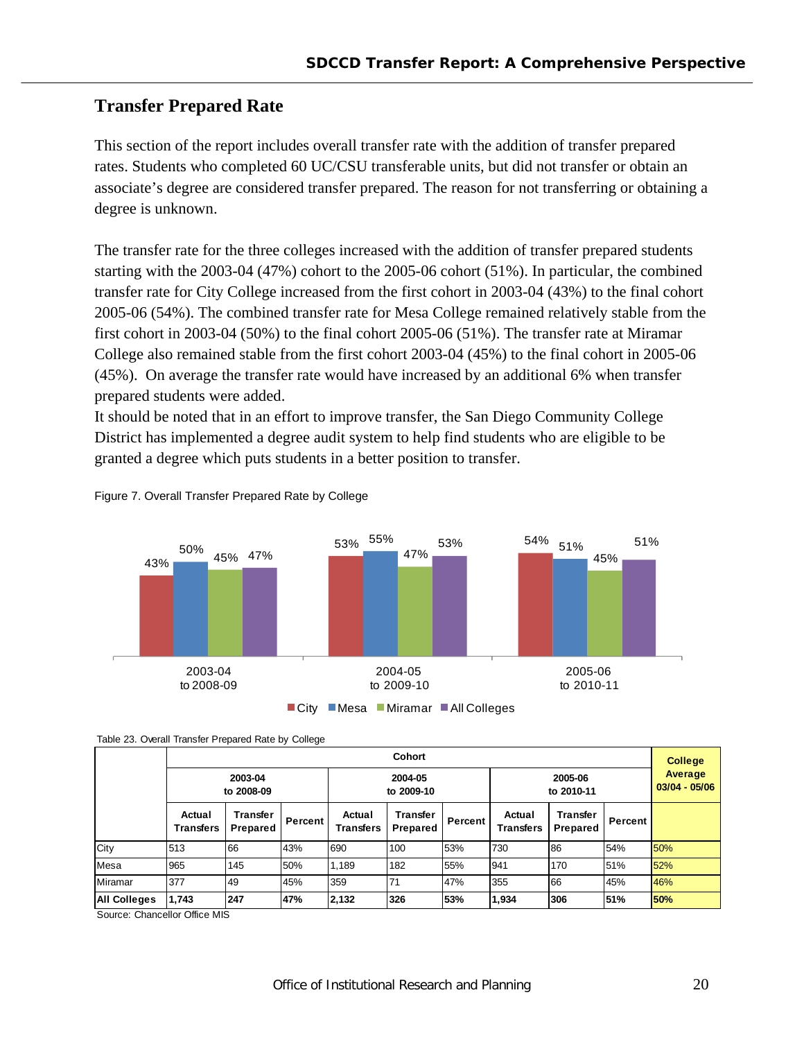## Transfer Prepared Rate

This section of the report includes overall transfer rate with the addition of transfer prepared rates. Students who completed 60 UC/CSU transferable units, but did not transfer or obtain an associate's degree are considered transfer prepared. The reason for not transferring or obtaining a degree is unknown.

The transfer rate for the three colleges increased with the addition of transfer prepared students starting with the 2003-04 (47%) cohort to the 2005-06 cohort (51%). In particular, the combined transfer rate for City College increased from the first cohort in 2003-04 (43%) to the final cohort 2005-06 (54%). The combined transfer rate for Mesa College remained relatively stable from the first cohort in 2003-04 (50%) to the final cohort 2005-06 (51%). The transfer rate at Miramar College also remained stable from the first cohort 2003-04 (45%) to the final cohort in 2005-06 (45%). On average the transfer rate would have increased by an additional 6% when transfer prepared students were added.

It should be noted that in an effort to improve transfer, the San Diego Community College District has implemented a degree audit system to help find students who are eligible to be granted a degree which puts students in a better position to transfer.

Figure 7. Overall Transfer Prepared Rate by College

| Cohort | City | Mesa | Miramar | All Colleges |
|---|---|---|---|---|
| 2003-04 to 2008-09 | 43% | 50% | 45% | 47% |
| 2004-05 to 2009-10 | 53% | 55% | 47% | 53% |
| 2005-06 to 2010-11 | 54% | 51% | 45% | 51% |

Table 23. Overall Transfer Prepared Rate by College

| | Cohort | | | | | | | | | College Average 03/04 - 05/06 |
|---|---|---|---|---|---|---|---|---|---|---|
| | 2003-04 to 2008-09 | | | 2004-05 to 2009-10 | | | 2005-06 to 2010-11 | | | |
| | Actual Transfers | Transfer Prepared | Percent | Actual Transfers | Transfer Prepared | Percent | Actual Transfers | Transfer Prepared | Percent | |
| City | 513 | 66 | 43% | 690 | 100 | 53% | 730 | 86 | 54% | 50% |
| Mesa | 965 | 145 | 50% | 1,189 | 182 | 55% | 941 | 170 | 51% | 52% |
| Miramar | 377 | 49 | 45% | 359 | 71 | 47% | 355 | 66 | 45% | 46% |
| **All Colleges** | **1,743** | **247** | **47%** | **2,132** | **326** | **53%** | **1,934** | **306** | **51%** | **50%** |

Source: Chancellor Office MIS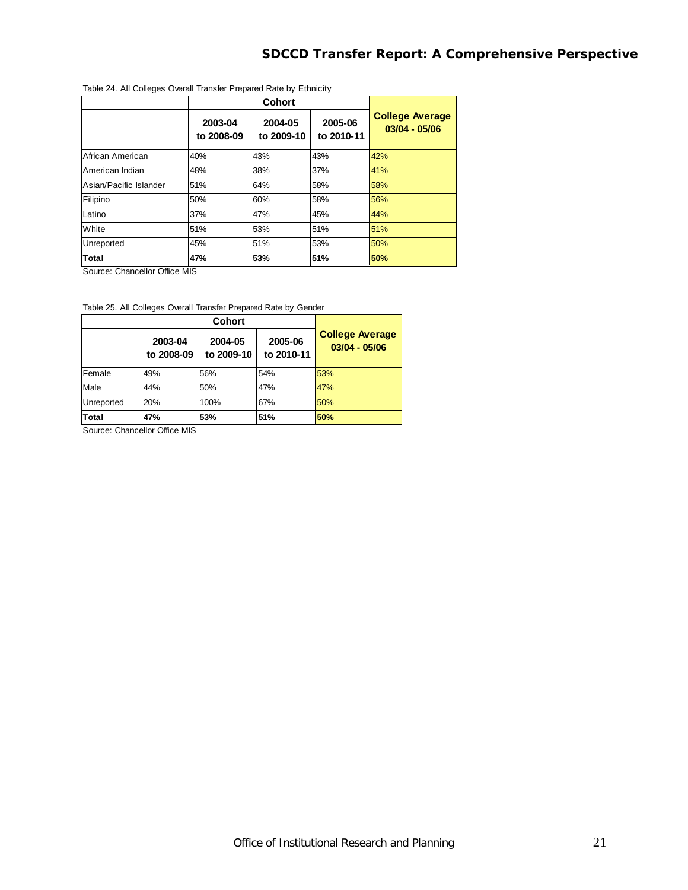Table 24. All Colleges Overall Transfer Prepared Rate by Ethnicity

| | Cohort | | | College Average 03/04 - 05/06 |
|---|---|---|---|---|
| | 2003-04 to 2008-09 | 2004-05 to 2009-10 | 2005-06 to 2010-11 | |
| African American | 40% | 43% | 43% | 42% |
| American Indian | 48% | 38% | 37% | 41% |
| Asian/Pacific Islander | 51% | 64% | 58% | 58% |
| Filipino | 50% | 60% | 58% | 56% |
| Latino | 37% | 47% | 45% | 44% |
| White | 51% | 53% | 51% | 51% |
| Unreported | 45% | 51% | 53% | 50% |
| **Total** | **47%** | **53%** | **51%** | **50%** |

Source: Chancellor Office MIS

Table 25. All Colleges Overall Transfer Prepared Rate by Gender

| | Cohort | | | College Average 03/04 - 05/06 |
|---|---|---|---|---|
| | 2003-04 to 2008-09 | 2004-05 to 2009-10 | 2005-06 to 2010-11 | |
| Female | 49% | 56% | 54% | 53% |
| Male | 44% | 50% | 47% | 47% |
| Unreported | 20% | 100% | 67% | 50% |
| **Total** | **47%** | **53%** | **51%** | **50%** |

Source: Chancellor Office MIS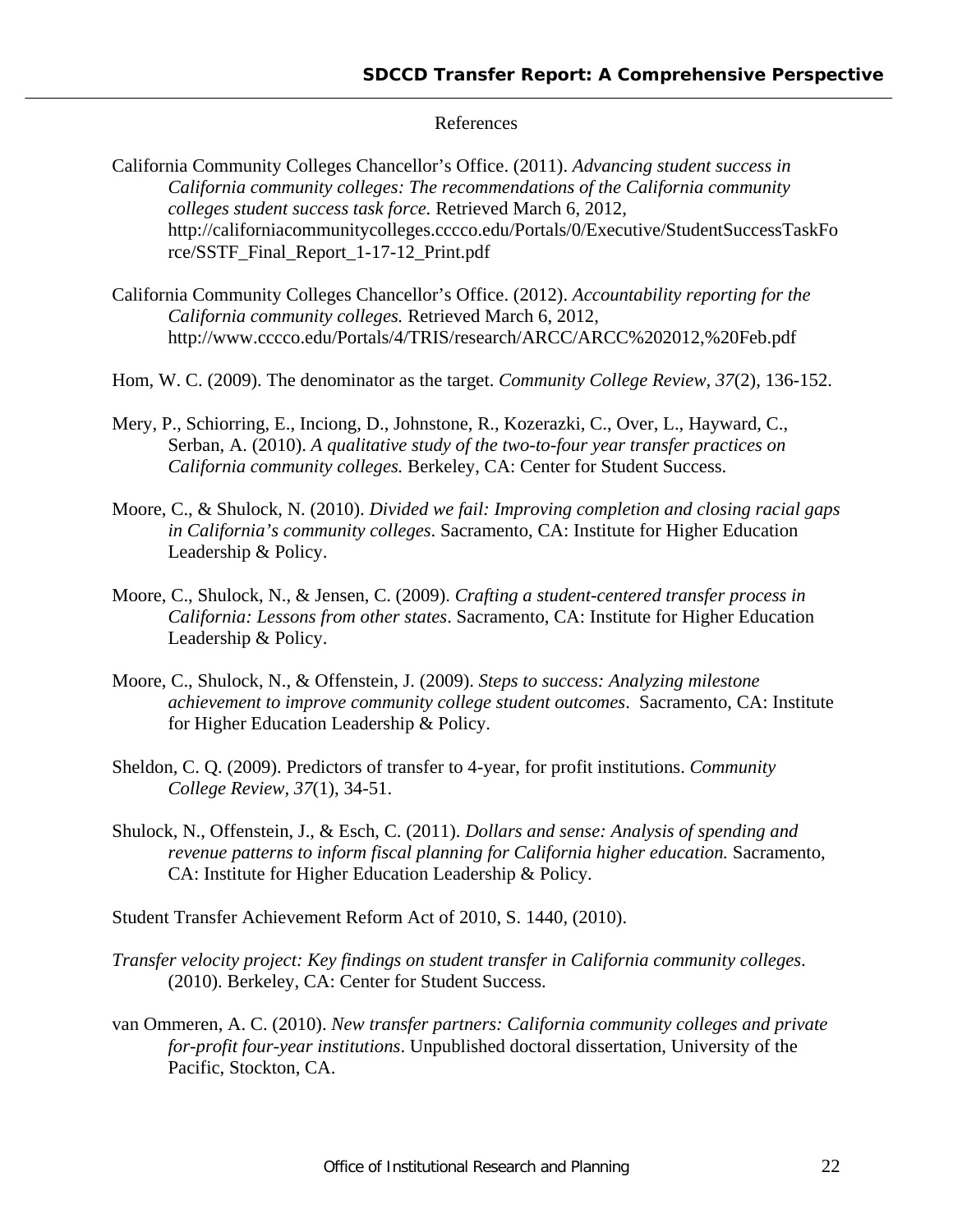# References

California Community Colleges Chancellor's Office. (2011). *Advancing student success in California community colleges: The recommendations of the California community colleges student success task force.* Retrieved March 6, 2012, http://californiacommunitycolleges.cccco.edu/Portals/0/Executive/StudentSuccessTaskForce/SSTF_Final_Report_1-17-12_Print.pdf

California Community Colleges Chancellor's Office. (2012). *Accountability reporting for the California community colleges.* Retrieved March 6, 2012, http://www.cccco.edu/Portals/4/TRIS/research/ARCC/ARCC%202012,%20Feb.pdf

Hom, W. C. (2009). The denominator as the target. *Community College Review, 37*(2), 136-152.

Mery, P., Schiorring, E., Inciong, D., Johnstone, R., Kozerazki, C., Over, L., Hayward, C., Serban, A. (2010). *A qualitative study of the two-to-four year transfer practices on California community colleges.* Berkeley, CA: Center for Student Success.

Moore, C., & Shulock, N. (2010). *Divided we fail: Improving completion and closing racial gaps in California's community colleges*. Sacramento, CA: Institute for Higher Education Leadership & Policy.

Moore, C., Shulock, N., & Jensen, C. (2009). *Crafting a student-centered transfer process in California: Lessons from other states*. Sacramento, CA: Institute for Higher Education Leadership & Policy.

Moore, C., Shulock, N., & Offenstein, J. (2009). *Steps to success: Analyzing milestone achievement to improve community college student outcomes*. Sacramento, CA: Institute for Higher Education Leadership & Policy.

Sheldon, C. Q. (2009). Predictors of transfer to 4-year, for profit institutions. *Community College Review, 37*(1), 34-51.

Shulock, N., Offenstein, J., & Esch, C. (2011). *Dollars and sense: Analysis of spending and revenue patterns to inform fiscal planning for California higher education.* Sacramento, CA: Institute for Higher Education Leadership & Policy.

Student Transfer Achievement Reform Act of 2010, S. 1440, (2010).

*Transfer velocity project: Key findings on student transfer in California community colleges*. (2010). Berkeley, CA: Center for Student Success.

van Ommeren, A. C. (2010). *New transfer partners: California community colleges and private for-profit four-year institutions*. Unpublished doctoral dissertation, University of the Pacific, Stockton, CA.